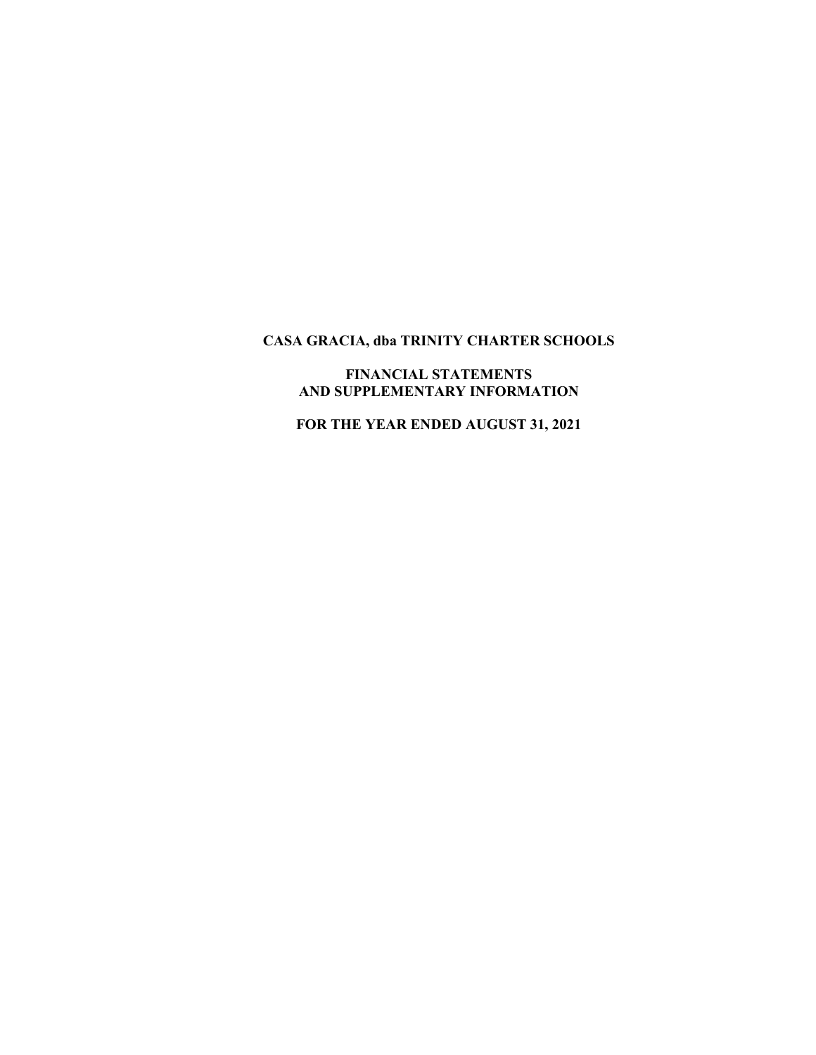# CASA GRACIA, dba TRINITY CHARTER SCHOOLS

## FINANCIAL STATEMENTS AND SUPPLEMENTARY INFORMATION

## FOR THE YEAR ENDED AUGUST 31, 2021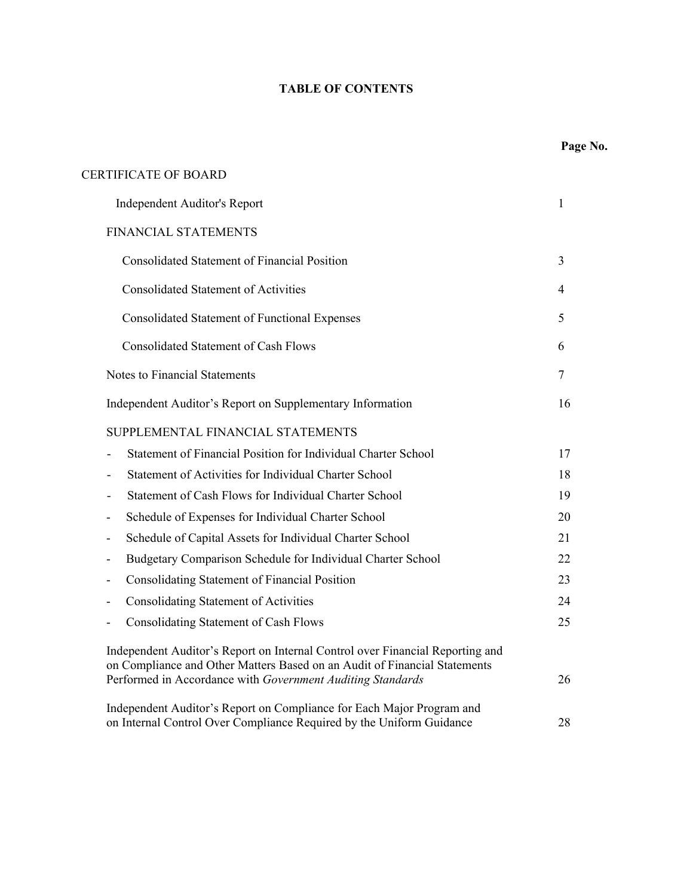# TABLE OF CONTENTS

| | Page No. |
|---|---|
| CERTIFICATE OF BOARD | |
| Independent Auditor's Report | 1 |
| FINANCIAL STATEMENTS | |
| Consolidated Statement of Financial Position | 3 |
| Consolidated Statement of Activities | 4 |
| Consolidated Statement of Functional Expenses | 5 |
| Consolidated Statement of Cash Flows | 6 |
| Notes to Financial Statements | 7 |
| Independent Auditor's Report on Supplementary Information | 16 |
| SUPPLEMENTAL FINANCIAL STATEMENTS | |
| - Statement of Financial Position for Individual Charter School | 17 |
| - Statement of Activities for Individual Charter School | 18 |
| - Statement of Cash Flows for Individual Charter School | 19 |
| - Schedule of Expenses for Individual Charter School | 20 |
| - Schedule of Capital Assets for Individual Charter School | 21 |
| - Budgetary Comparison Schedule for Individual Charter School | 22 |
| - Consolidating Statement of Financial Position | 23 |
| - Consolidating Statement of Activities | 24 |
| - Consolidating Statement of Cash Flows | 25 |
| Independent Auditor's Report on Internal Control over Financial Reporting and on Compliance and Other Matters Based on an Audit of Financial Statements Performed in Accordance with *Government Auditing Standards* | 26 |
| Independent Auditor's Report on Compliance for Each Major Program and on Internal Control Over Compliance Required by the Uniform Guidance | 28 |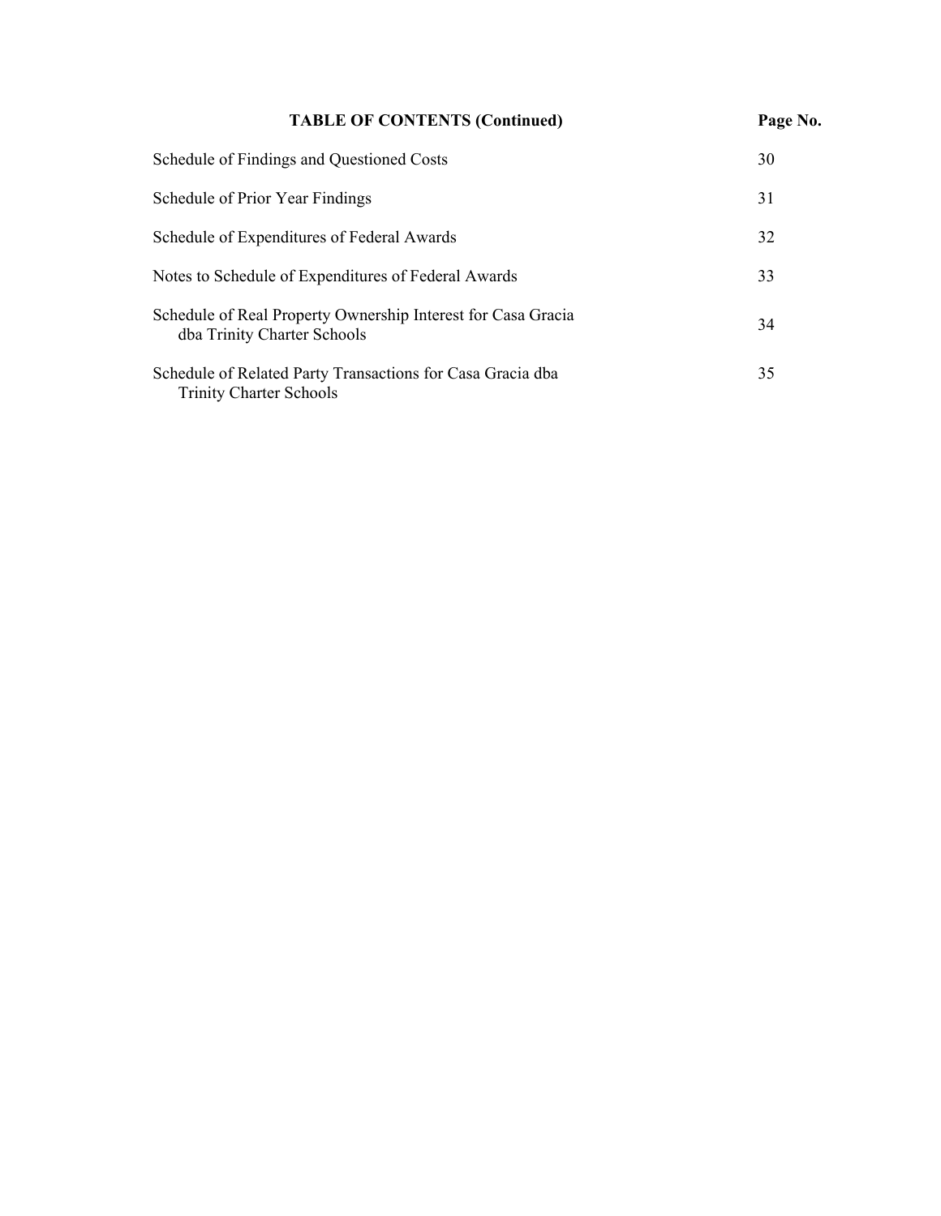| TABLE OF CONTENTS (Continued) | Page No. |
|---|---|
| Schedule of Findings and Questioned Costs | 30 |
| Schedule of Prior Year Findings | 31 |
| Schedule of Expenditures of Federal Awards | 32 |
| Notes to Schedule of Expenditures of Federal Awards | 33 |
| Schedule of Real Property Ownership Interest for Casa Gracia dba Trinity Charter Schools | 34 |
| Schedule of Related Party Transactions for Casa Gracia dba Trinity Charter Schools | 35 |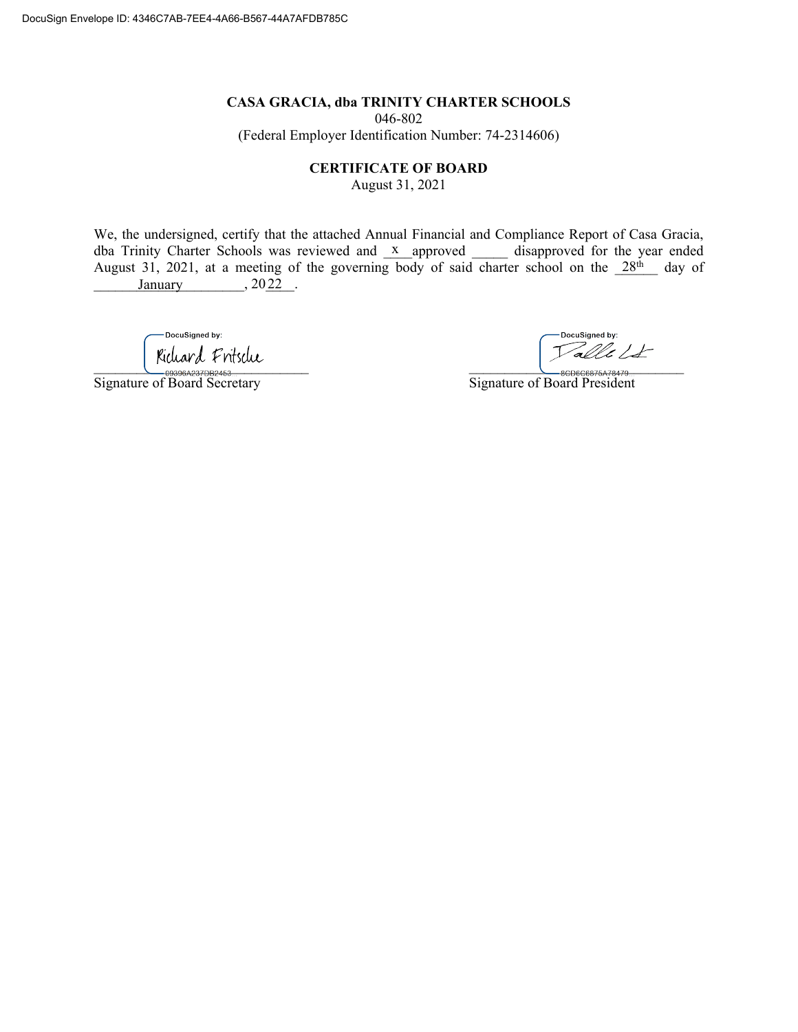**CASA GRACIA, dba TRINITY CHARTER SCHOOLS**

046-802

(Federal Employer Identification Number: 74-2314606)

**CERTIFICATE OF BOARD**

August 31, 2021

We, the undersigned, certify that the attached Annual Financial and Compliance Report of Casa Gracia, dba Trinity Charter Schools was reviewed and \_\_x\_\_ approved \_\_\_\_\_ disapproved for the year ended August 31, 2021, at a meeting of the governing body of said charter school on the \_\_28th\_\_ day of \_\_\_\_\_\_January\_\_\_\_\_\_\_\_, 20\_22\_\_.

DocuSigned by:
Richard Fritsche
09396A237DB2453

Signature of Board Secretary

DocuSigned by:
8CD6C6875A78479

Signature of Board President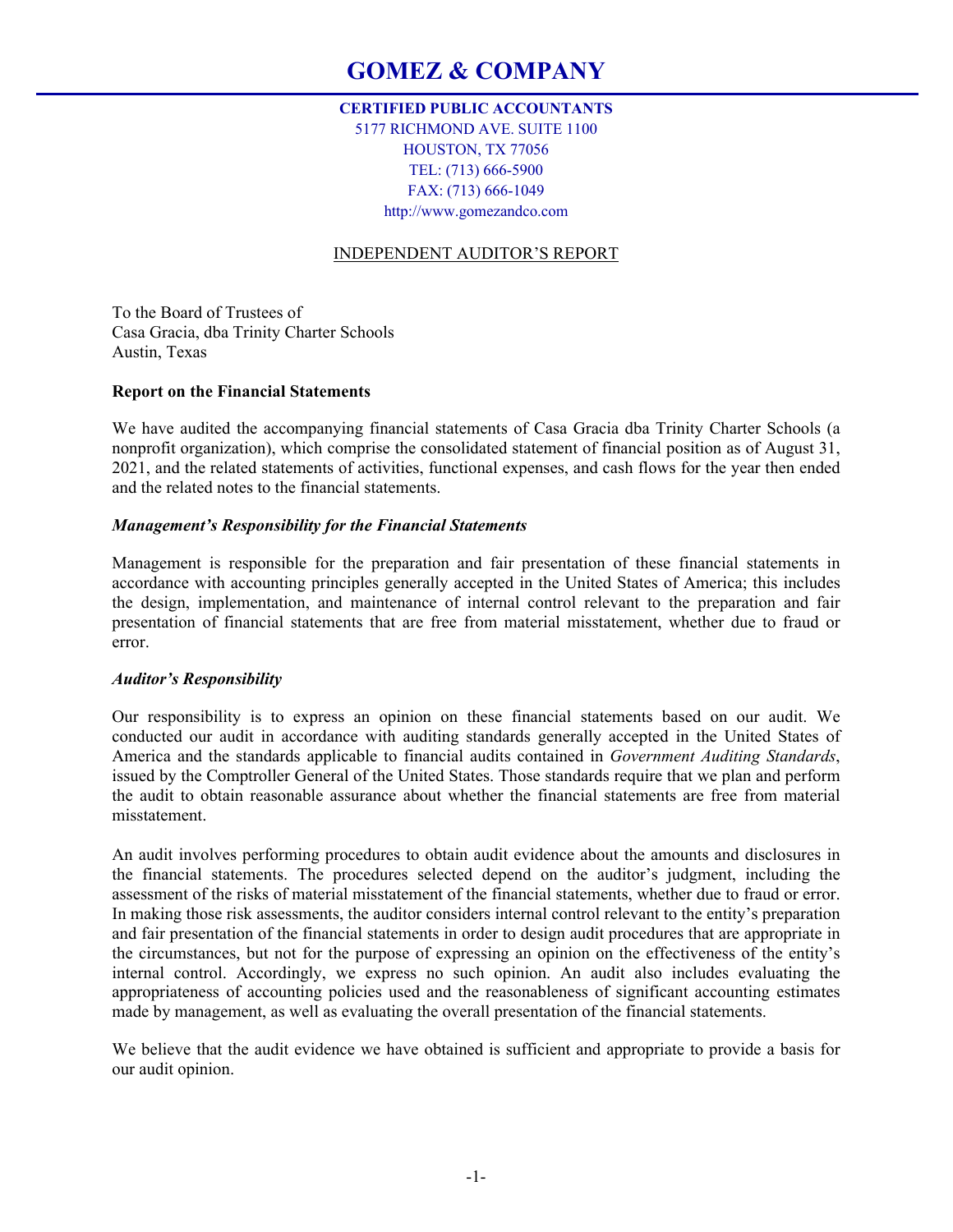# GOMEZ & COMPANY

**CERTIFIED PUBLIC ACCOUNTANTS**
5177 RICHMOND AVE. SUITE 1100
HOUSTON, TX 77056
TEL: (713) 666-5900
FAX: (713) 666-1049
http://www.gomezandco.com

## INDEPENDENT AUDITOR'S REPORT

To the Board of Trustees of
Casa Gracia, dba Trinity Charter Schools
Austin, Texas

**Report on the Financial Statements**

We have audited the accompanying financial statements of Casa Gracia dba Trinity Charter Schools (a nonprofit organization), which comprise the consolidated statement of financial position as of August 31, 2021, and the related statements of activities, functional expenses, and cash flows for the year then ended and the related notes to the financial statements.

***Management's Responsibility for the Financial Statements***

Management is responsible for the preparation and fair presentation of these financial statements in accordance with accounting principles generally accepted in the United States of America; this includes the design, implementation, and maintenance of internal control relevant to the preparation and fair presentation of financial statements that are free from material misstatement, whether due to fraud or error.

***Auditor's Responsibility***

Our responsibility is to express an opinion on these financial statements based on our audit. We conducted our audit in accordance with auditing standards generally accepted in the United States of America and the standards applicable to financial audits contained in *Government Auditing Standards*, issued by the Comptroller General of the United States. Those standards require that we plan and perform the audit to obtain reasonable assurance about whether the financial statements are free from material misstatement.

An audit involves performing procedures to obtain audit evidence about the amounts and disclosures in the financial statements. The procedures selected depend on the auditor's judgment, including the assessment of the risks of material misstatement of the financial statements, whether due to fraud or error. In making those risk assessments, the auditor considers internal control relevant to the entity's preparation and fair presentation of the financial statements in order to design audit procedures that are appropriate in the circumstances, but not for the purpose of expressing an opinion on the effectiveness of the entity's internal control. Accordingly, we express no such opinion. An audit also includes evaluating the appropriateness of accounting policies used and the reasonableness of significant accounting estimates made by management, as well as evaluating the overall presentation of the financial statements.

We believe that the audit evidence we have obtained is sufficient and appropriate to provide a basis for our audit opinion.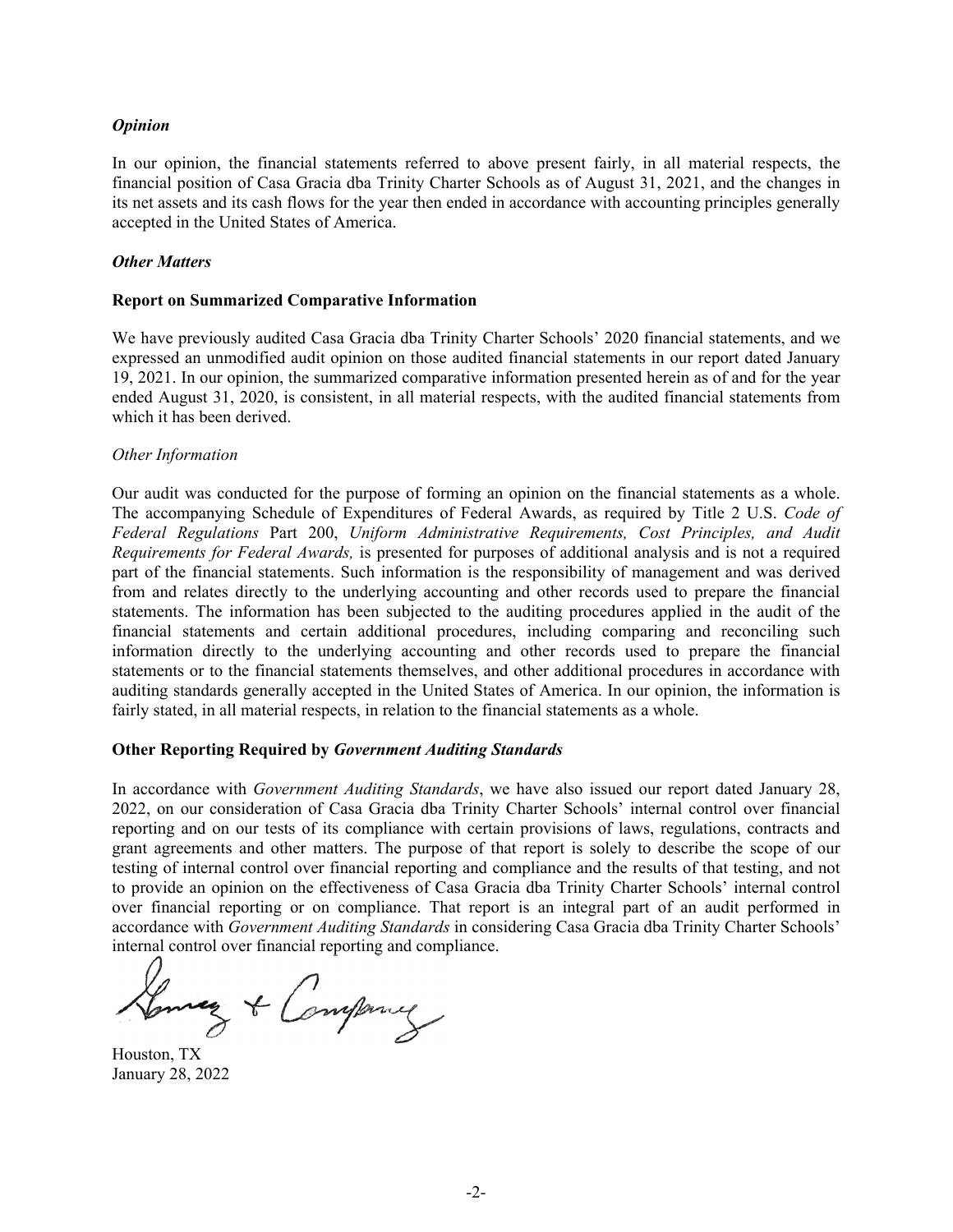### *Opinion*

In our opinion, the financial statements referred to above present fairly, in all material respects, the financial position of Casa Gracia dba Trinity Charter Schools as of August 31, 2021, and the changes in its net assets and its cash flows for the year then ended in accordance with accounting principles generally accepted in the United States of America.

### *Other Matters*

**Report on Summarized Comparative Information**

We have previously audited Casa Gracia dba Trinity Charter Schools' 2020 financial statements, and we expressed an unmodified audit opinion on those audited financial statements in our report dated January 19, 2021. In our opinion, the summarized comparative information presented herein as of and for the year ended August 31, 2020, is consistent, in all material respects, with the audited financial statements from which it has been derived.

*Other Information*

Our audit was conducted for the purpose of forming an opinion on the financial statements as a whole. The accompanying Schedule of Expenditures of Federal Awards, as required by Title 2 U.S. *Code of Federal Regulations* Part 200, *Uniform Administrative Requirements, Cost Principles, and Audit Requirements for Federal Awards,* is presented for purposes of additional analysis and is not a required part of the financial statements. Such information is the responsibility of management and was derived from and relates directly to the underlying accounting and other records used to prepare the financial statements. The information has been subjected to the auditing procedures applied in the audit of the financial statements and certain additional procedures, including comparing and reconciling such information directly to the underlying accounting and other records used to prepare the financial statements or to the financial statements themselves, and other additional procedures in accordance with auditing standards generally accepted in the United States of America. In our opinion, the information is fairly stated, in all material respects, in relation to the financial statements as a whole.

**Other Reporting Required by *Government Auditing Standards***

In accordance with *Government Auditing Standards*, we have also issued our report dated January 28, 2022, on our consideration of Casa Gracia dba Trinity Charter Schools' internal control over financial reporting and on our tests of its compliance with certain provisions of laws, regulations, contracts and grant agreements and other matters. The purpose of that report is solely to describe the scope of our testing of internal control over financial reporting and compliance and the results of that testing, and not to provide an opinion on the effectiveness of Casa Gracia dba Trinity Charter Schools' internal control over financial reporting or on compliance. That report is an integral part of an audit performed in accordance with *Government Auditing Standards* in considering Casa Gracia dba Trinity Charter Schools' internal control over financial reporting and compliance.

Gomez & Company

Houston, TX
January 28, 2022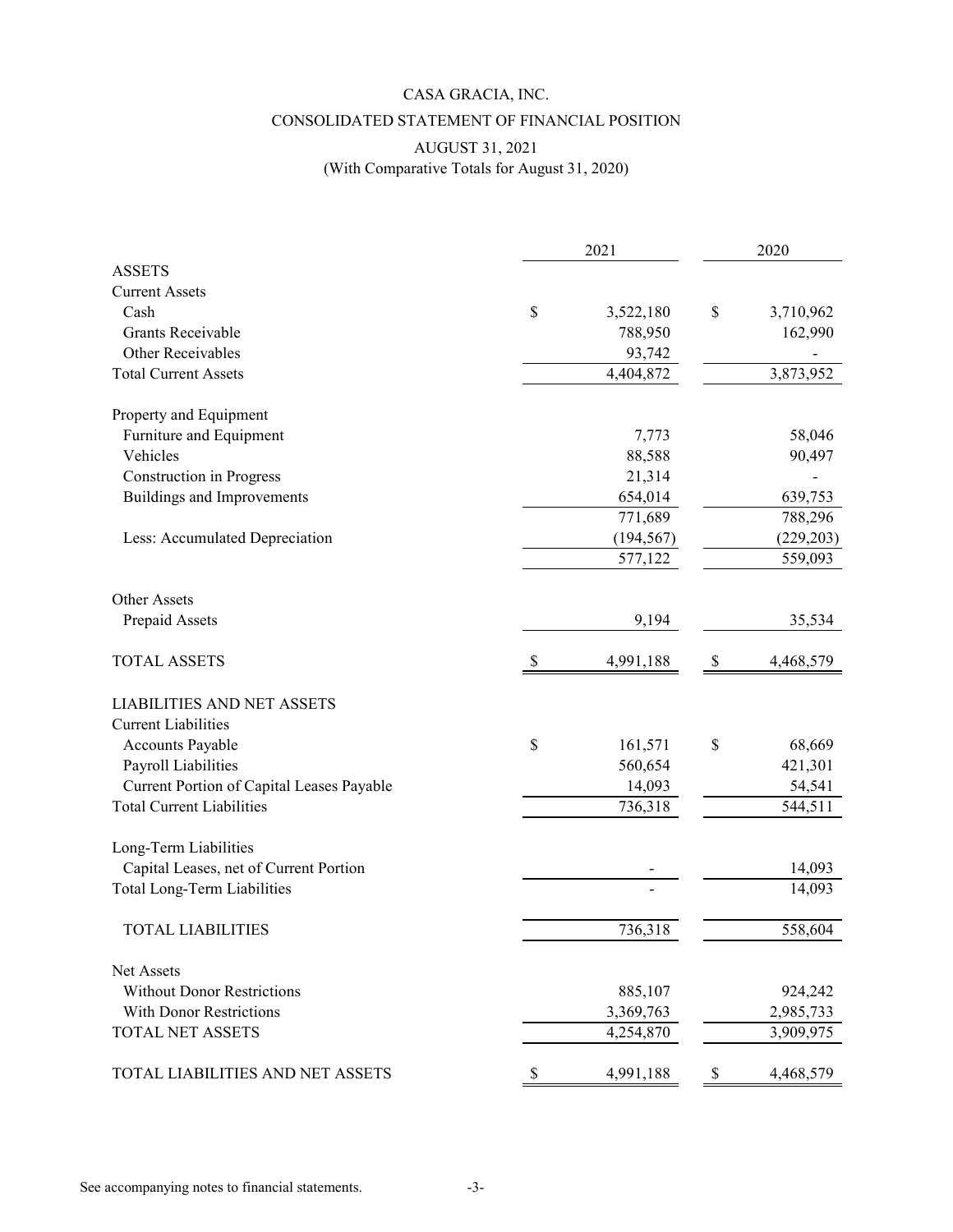# CASA GRACIA, INC.

## CONSOLIDATED STATEMENT OF FINANCIAL POSITION

### AUGUST 31, 2021
(With Comparative Totals for August 31, 2020)

| | 2021 | 2020 |
|---|---|---|
| **ASSETS** | | |
| Current Assets | | |
| Cash | $ 3,522,180 | $ 3,710,962 |
| Grants Receivable | 788,950 | 162,990 |
| Other Receivables | 93,742 | - |
| Total Current Assets | 4,404,872 | 3,873,952 |
| | | |
| Property and Equipment | | |
| Furniture and Equipment | 7,773 | 58,046 |
| Vehicles | 88,588 | 90,497 |
| Construction in Progress | 21,314 | - |
| Buildings and Improvements | 654,014 | 639,753 |
| | 771,689 | 788,296 |
| Less: Accumulated Depreciation | (194,567) | (229,203) |
| | 577,122 | 559,093 |
| | | |
| Other Assets | | |
| Prepaid Assets | 9,194 | 35,534 |
| | | |
| TOTAL ASSETS | $ 4,991,188 | $ 4,468,579 |
| | | |
| **LIABILITIES AND NET ASSETS** | | |
| Current Liabilities | | |
| Accounts Payable | $ 161,571 | $ 68,669 |
| Payroll Liabilities | 560,654 | 421,301 |
| Current Portion of Capital Leases Payable | 14,093 | 54,541 |
| Total Current Liabilities | 736,318 | 544,511 |
| | | |
| Long-Term Liabilities | | |
| Capital Leases, net of Current Portion | - | 14,093 |
| Total Long-Term Liabilities | - | 14,093 |
| | | |
| TOTAL LIABILITIES | 736,318 | 558,604 |
| | | |
| Net Assets | | |
| Without Donor Restrictions | 885,107 | 924,242 |
| With Donor Restrictions | 3,369,763 | 2,985,733 |
| TOTAL NET ASSETS | 4,254,870 | 3,909,975 |
| | | |
| TOTAL LIABILITIES AND NET ASSETS | $ 4,991,188 | $ 4,468,579 |

See accompanying notes to financial statements.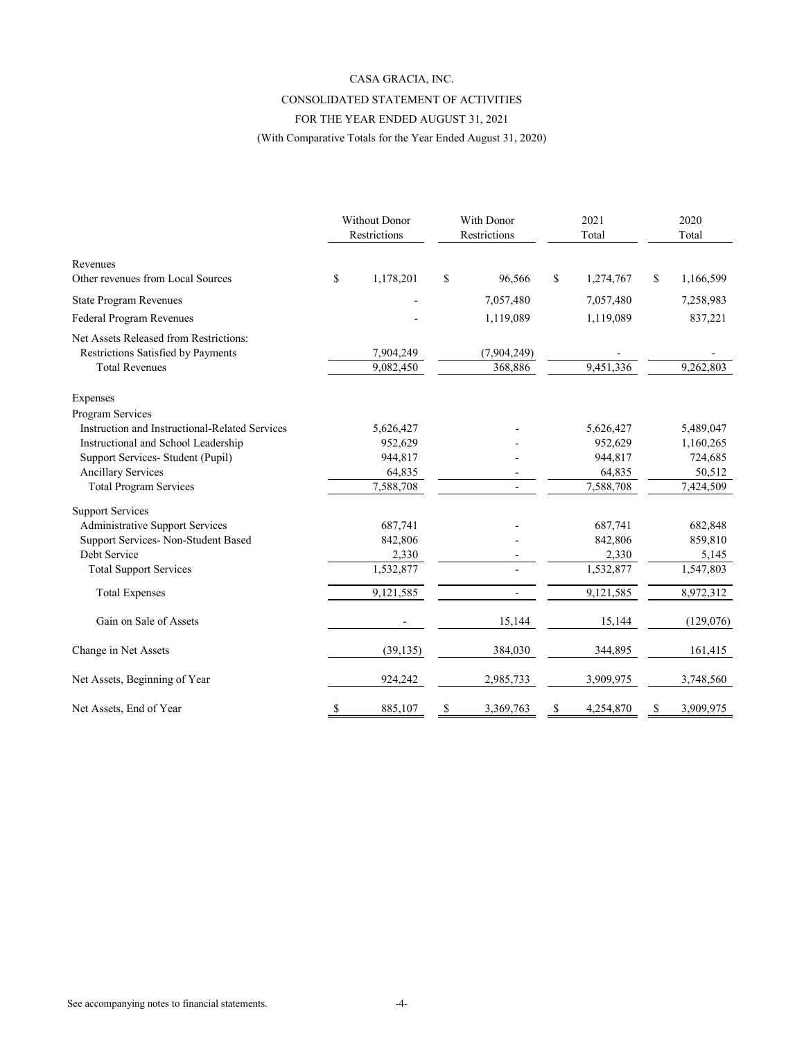CASA GRACIA, INC.

CONSOLIDATED STATEMENT OF ACTIVITIES

FOR THE YEAR ENDED AUGUST 31, 2021

(With Comparative Totals for the Year Ended August 31, 2020)

| | Without Donor Restrictions | With Donor Restrictions | 2021 Total | 2020 Total |
|---|---|---|---|---|
| Revenues | | | | |
| Other revenues from Local Sources | $ 1,178,201 | $ 96,566 | $ 1,274,767 | $ 1,166,599 |
| State Program Revenues | - | 7,057,480 | 7,057,480 | 7,258,983 |
| Federal Program Revenues | - | 1,119,089 | 1,119,089 | 837,221 |
| Net Assets Released from Restrictions: | | | | |
| Restrictions Satisfied by Payments | 7,904,249 | (7,904,249) | - | - |
| Total Revenues | 9,082,450 | 368,886 | 9,451,336 | 9,262,803 |
| Expenses | | | | |
| Program Services | | | | |
| Instruction and Instructional-Related Services | 5,626,427 | - | 5,626,427 | 5,489,047 |
| Instructional and School Leadership | 952,629 | - | 952,629 | 1,160,265 |
| Support Services- Student (Pupil) | 944,817 | - | 944,817 | 724,685 |
| Ancillary Services | 64,835 | - | 64,835 | 50,512 |
| Total Program Services | 7,588,708 | - | 7,588,708 | 7,424,509 |
| Support Services | | | | |
| Administrative Support Services | 687,741 | - | 687,741 | 682,848 |
| Support Services- Non-Student Based | 842,806 | - | 842,806 | 859,810 |
| Debt Service | 2,330 | - | 2,330 | 5,145 |
| Total Support Services | 1,532,877 | - | 1,532,877 | 1,547,803 |
| Total Expenses | 9,121,585 | - | 9,121,585 | 8,972,312 |
| Gain on Sale of Assets | - | 15,144 | 15,144 | (129,076) |
| Change in Net Assets | (39,135) | 384,030 | 344,895 | 161,415 |
| Net Assets, Beginning of Year | 924,242 | 2,985,733 | 3,909,975 | 3,748,560 |
| Net Assets, End of Year | $ 885,107 | $ 3,369,763 | $ 4,254,870 | $ 3,909,975 |

See accompanying notes to financial statements.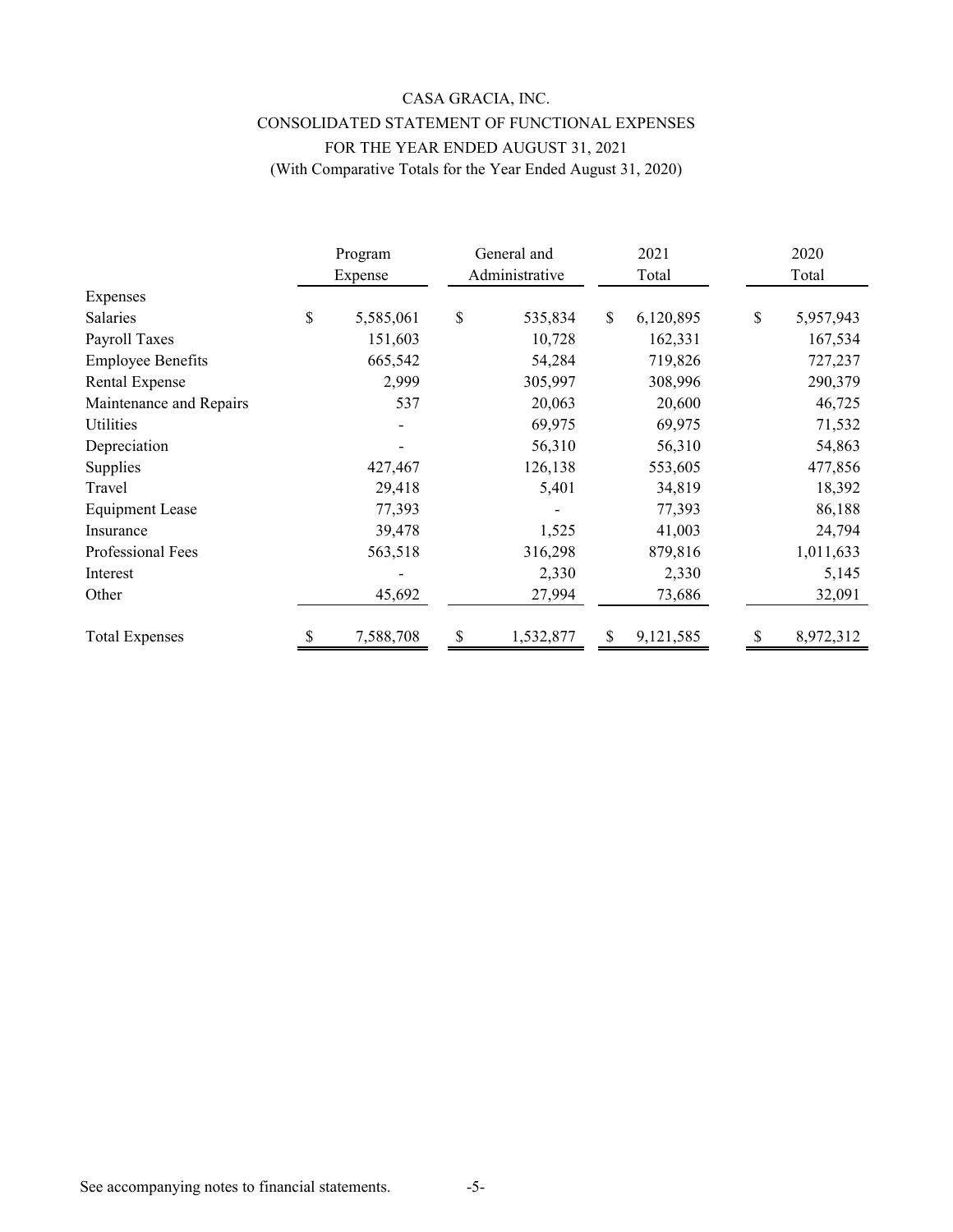# CASA GRACIA, INC.

## CONSOLIDATED STATEMENT OF FUNCTIONAL EXPENSES

### FOR THE YEAR ENDED AUGUST 31, 2021

(With Comparative Totals for the Year Ended August 31, 2020)

| | Program Expense | General and Administrative | 2021 Total | 2020 Total |
|---|---|---|---|---|
| Expenses | | | | |
| Salaries | $ 5,585,061 | $ 535,834 | $ 6,120,895 | $ 5,957,943 |
| Payroll Taxes | 151,603 | 10,728 | 162,331 | 167,534 |
| Employee Benefits | 665,542 | 54,284 | 719,826 | 727,237 |
| Rental Expense | 2,999 | 305,997 | 308,996 | 290,379 |
| Maintenance and Repairs | 537 | 20,063 | 20,600 | 46,725 |
| Utilities | - | 69,975 | 69,975 | 71,532 |
| Depreciation | - | 56,310 | 56,310 | 54,863 |
| Supplies | 427,467 | 126,138 | 553,605 | 477,856 |
| Travel | 29,418 | 5,401 | 34,819 | 18,392 |
| Equipment Lease | 77,393 | - | 77,393 | 86,188 |
| Insurance | 39,478 | 1,525 | 41,003 | 24,794 |
| Professional Fees | 563,518 | 316,298 | 879,816 | 1,011,633 |
| Interest | - | 2,330 | 2,330 | 5,145 |
| Other | 45,692 | 27,994 | 73,686 | 32,091 |
| Total Expenses | $ 7,588,708 | $ 1,532,877 | $ 9,121,585 | $ 8,972,312 |

See accompanying notes to financial statements.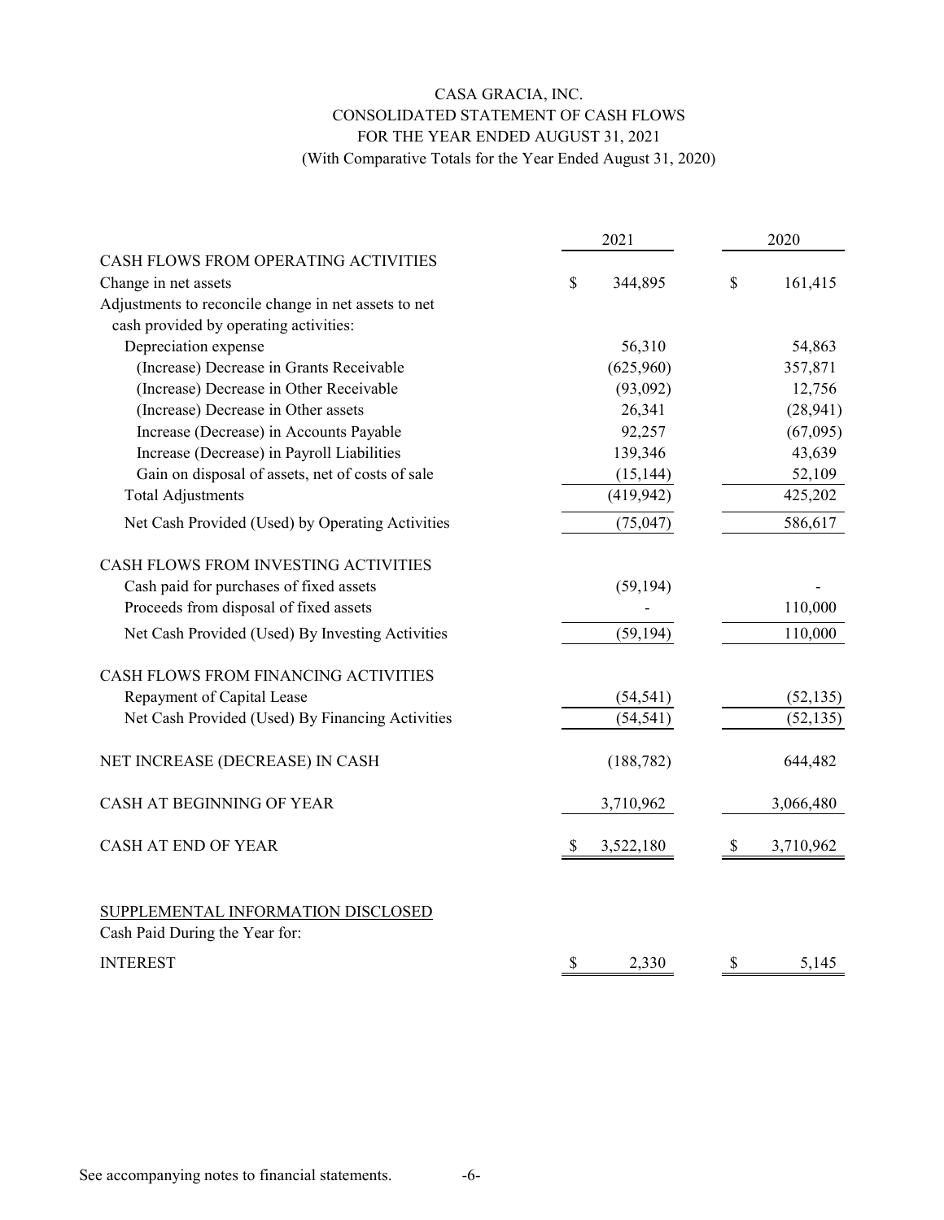# CASA GRACIA, INC.
## CONSOLIDATED STATEMENT OF CASH FLOWS
## FOR THE YEAR ENDED AUGUST 31, 2021
### (With Comparative Totals for the Year Ended August 31, 2020)

| | 2021 | 2020 |
|---|---|---|
| CASH FLOWS FROM OPERATING ACTIVITIES | | |
| Change in net assets | $ 344,895 | $ 161,415 |
| Adjustments to reconcile change in net assets to net cash provided by operating activities: | | |
| Depreciation expense | 56,310 | 54,863 |
| (Increase) Decrease in Grants Receivable | (625,960) | 357,871 |
| (Increase) Decrease in Other Receivable | (93,092) | 12,756 |
| (Increase) Decrease in Other assets | 26,341 | (28,941) |
| Increase (Decrease) in Accounts Payable | 92,257 | (67,095) |
| Increase (Decrease) in Payroll Liabilities | 139,346 | 43,639 |
| Gain on disposal of assets, net of costs of sale | (15,144) | 52,109 |
| Total Adjustments | (419,942) | 425,202 |
| Net Cash Provided (Used) by Operating Activities | (75,047) | 586,617 |
| CASH FLOWS FROM INVESTING ACTIVITIES | | |
| Cash paid for purchases of fixed assets | (59,194) | - |
| Proceeds from disposal of fixed assets | - | 110,000 |
| Net Cash Provided (Used) By Investing Activities | (59,194) | 110,000 |
| CASH FLOWS FROM FINANCING ACTIVITIES | | |
| Repayment of Capital Lease | (54,541) | (52,135) |
| Net Cash Provided (Used) By Financing Activities | (54,541) | (52,135) |
| NET INCREASE (DECREASE) IN CASH | (188,782) | 644,482 |
| CASH AT BEGINNING OF YEAR | 3,710,962 | 3,066,480 |
| CASH AT END OF YEAR | $ 3,522,180 | $ 3,710,962 |

SUPPLEMENTAL INFORMATION DISCLOSED

Cash Paid During the Year for:

| | 2021 | 2020 |
|---|---|---|
| INTEREST | $ 2,330 | $ 5,145 |

See accompanying notes to financial statements.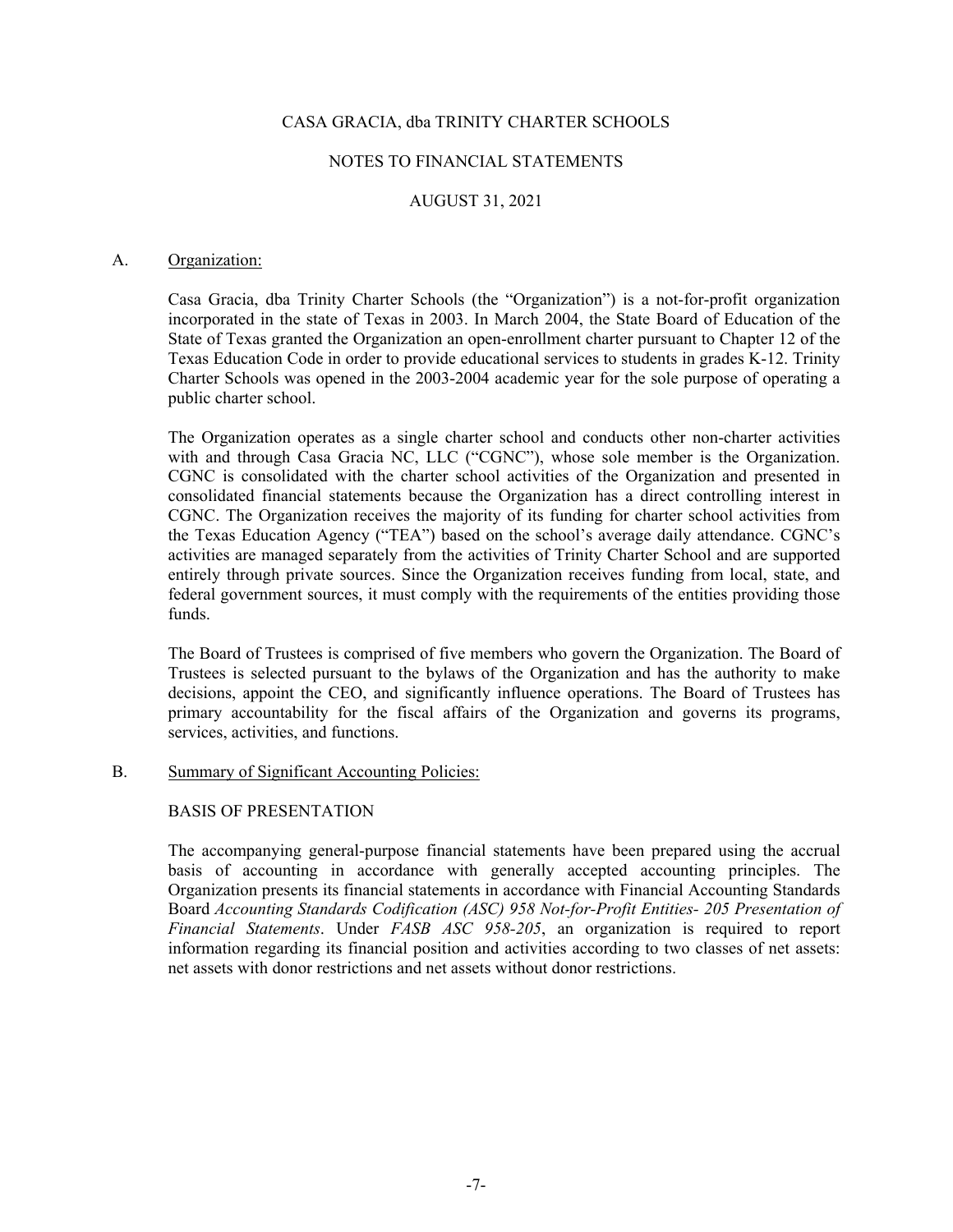CASA GRACIA, dba TRINITY CHARTER SCHOOLS

NOTES TO FINANCIAL STATEMENTS

AUGUST 31, 2021

A. Organization:

Casa Gracia, dba Trinity Charter Schools (the "Organization") is a not-for-profit organization incorporated in the state of Texas in 2003. In March 2004, the State Board of Education of the State of Texas granted the Organization an open-enrollment charter pursuant to Chapter 12 of the Texas Education Code in order to provide educational services to students in grades K-12. Trinity Charter Schools was opened in the 2003-2004 academic year for the sole purpose of operating a public charter school.

The Organization operates as a single charter school and conducts other non-charter activities with and through Casa Gracia NC, LLC ("CGNC"), whose sole member is the Organization. CGNC is consolidated with the charter school activities of the Organization and presented in consolidated financial statements because the Organization has a direct controlling interest in CGNC. The Organization receives the majority of its funding for charter school activities from the Texas Education Agency ("TEA") based on the school's average daily attendance. CGNC's activities are managed separately from the activities of Trinity Charter School and are supported entirely through private sources. Since the Organization receives funding from local, state, and federal government sources, it must comply with the requirements of the entities providing those funds.

The Board of Trustees is comprised of five members who govern the Organization. The Board of Trustees is selected pursuant to the bylaws of the Organization and has the authority to make decisions, appoint the CEO, and significantly influence operations. The Board of Trustees has primary accountability for the fiscal affairs of the Organization and governs its programs, services, activities, and functions.

B. Summary of Significant Accounting Policies:

BASIS OF PRESENTATION

The accompanying general-purpose financial statements have been prepared using the accrual basis of accounting in accordance with generally accepted accounting principles. The Organization presents its financial statements in accordance with Financial Accounting Standards Board *Accounting Standards Codification (ASC) 958 Not-for-Profit Entities- 205 Presentation of Financial Statements*. Under *FASB ASC 958-205*, an organization is required to report information regarding its financial position and activities according to two classes of net assets: net assets with donor restrictions and net assets without donor restrictions.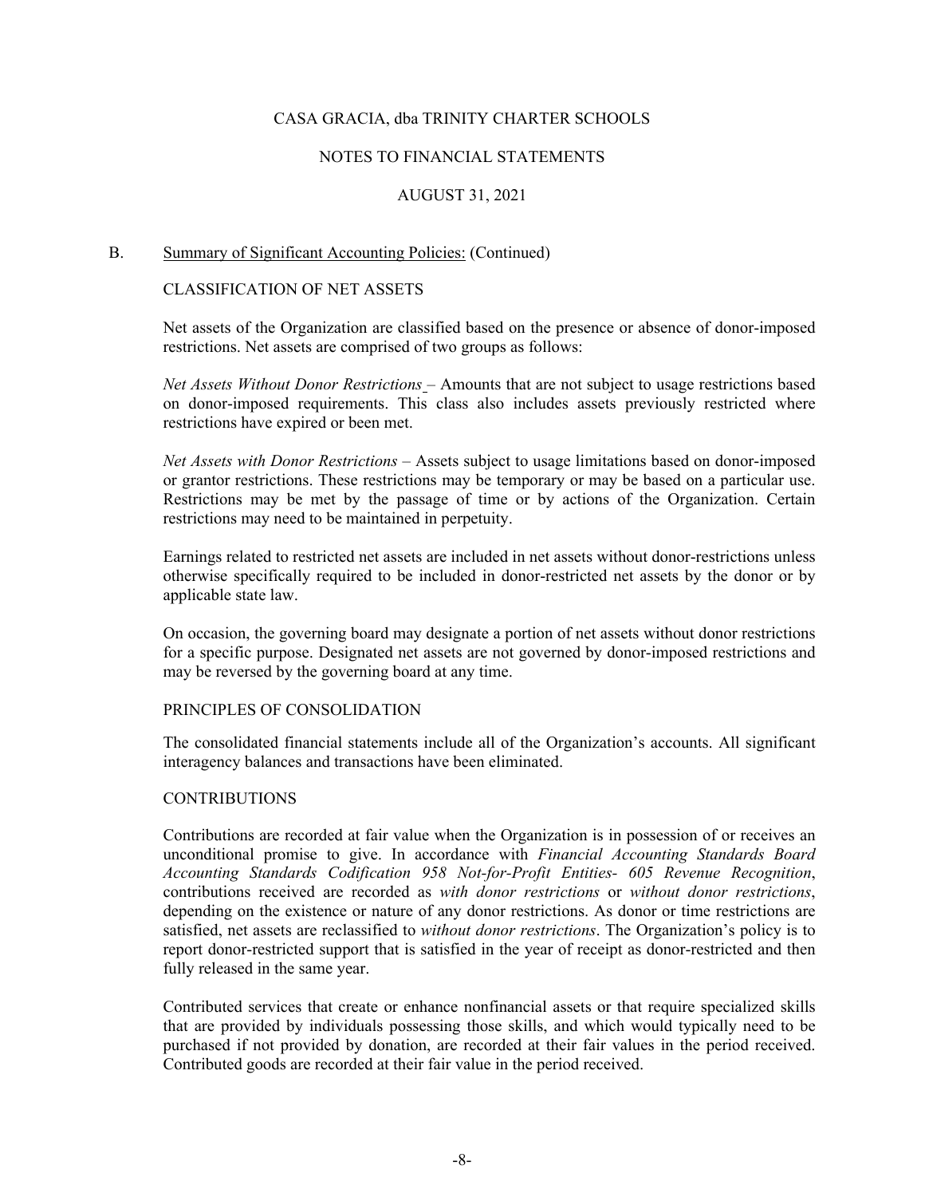B. Summary of Significant Accounting Policies: (Continued)

CLASSIFICATION OF NET ASSETS

Net assets of the Organization are classified based on the presence or absence of donor-imposed restrictions. Net assets are comprised of two groups as follows:

*Net Assets Without Donor Restrictions* – Amounts that are not subject to usage restrictions based on donor-imposed requirements. This class also includes assets previously restricted where restrictions have expired or been met.

*Net Assets with Donor Restrictions* – Assets subject to usage limitations based on donor-imposed or grantor restrictions. These restrictions may be temporary or may be based on a particular use. Restrictions may be met by the passage of time or by actions of the Organization. Certain restrictions may need to be maintained in perpetuity.

Earnings related to restricted net assets are included in net assets without donor-restrictions unless otherwise specifically required to be included in donor-restricted net assets by the donor or by applicable state law.

On occasion, the governing board may designate a portion of net assets without donor restrictions for a specific purpose. Designated net assets are not governed by donor-imposed restrictions and may be reversed by the governing board at any time.

PRINCIPLES OF CONSOLIDATION

The consolidated financial statements include all of the Organization's accounts. All significant interagency balances and transactions have been eliminated.

CONTRIBUTIONS

Contributions are recorded at fair value when the Organization is in possession of or receives an unconditional promise to give. In accordance with *Financial Accounting Standards Board Accounting Standards Codification 958 Not-for-Profit Entities- 605 Revenue Recognition*, contributions received are recorded as *with donor restrictions* or *without donor restrictions*, depending on the existence or nature of any donor restrictions. As donor or time restrictions are satisfied, net assets are reclassified to *without donor restrictions*. The Organization's policy is to report donor-restricted support that is satisfied in the year of receipt as donor-restricted and then fully released in the same year.

Contributed services that create or enhance nonfinancial assets or that require specialized skills that are provided by individuals possessing those skills, and which would typically need to be purchased if not provided by donation, are recorded at their fair values in the period received. Contributed goods are recorded at their fair value in the period received.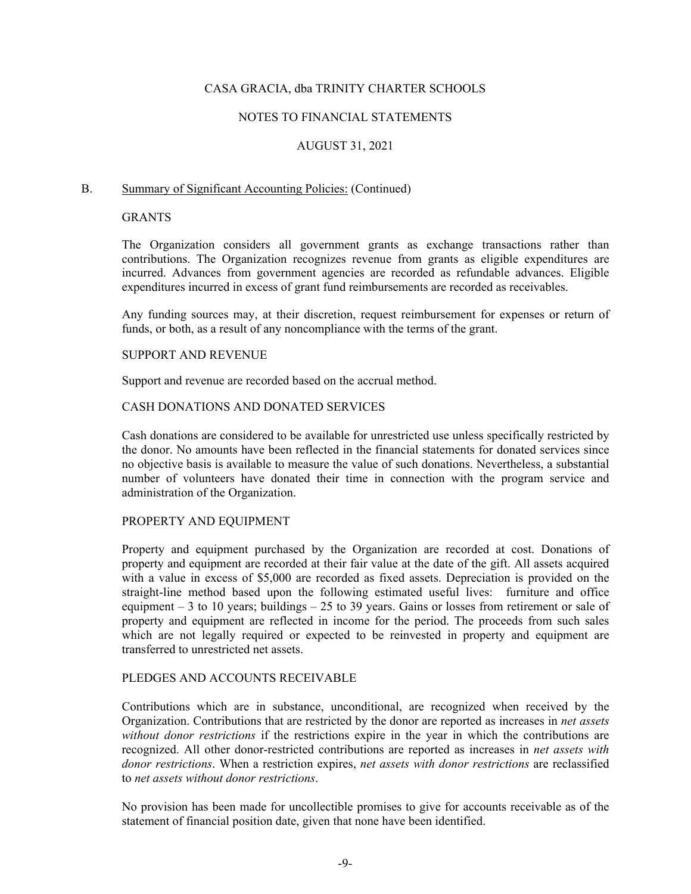CASA GRACIA, dba TRINITY CHARTER SCHOOLS

NOTES TO FINANCIAL STATEMENTS

AUGUST 31, 2021

B. Summary of Significant Accounting Policies: (Continued)

GRANTS

The Organization considers all government grants as exchange transactions rather than contributions. The Organization recognizes revenue from grants as eligible expenditures are incurred. Advances from government agencies are recorded as refundable advances. Eligible expenditures incurred in excess of grant fund reimbursements are recorded as receivables.

Any funding sources may, at their discretion, request reimbursement for expenses or return of funds, or both, as a result of any noncompliance with the terms of the grant.

SUPPORT AND REVENUE

Support and revenue are recorded based on the accrual method.

CASH DONATIONS AND DONATED SERVICES

Cash donations are considered to be available for unrestricted use unless specifically restricted by the donor. No amounts have been reflected in the financial statements for donated services since no objective basis is available to measure the value of such donations. Nevertheless, a substantial number of volunteers have donated their time in connection with the program service and administration of the Organization.

PROPERTY AND EQUIPMENT

Property and equipment purchased by the Organization are recorded at cost. Donations of property and equipment are recorded at their fair value at the date of the gift. All assets acquired with a value in excess of $5,000 are recorded as fixed assets. Depreciation is provided on the straight-line method based upon the following estimated useful lives: furniture and office equipment – 3 to 10 years; buildings – 25 to 39 years. Gains or losses from retirement or sale of property and equipment are reflected in income for the period. The proceeds from such sales which are not legally required or expected to be reinvested in property and equipment are transferred to unrestricted net assets.

PLEDGES AND ACCOUNTS RECEIVABLE

Contributions which are in substance, unconditional, are recognized when received by the Organization. Contributions that are restricted by the donor are reported as increases in *net assets without donor restrictions* if the restrictions expire in the year in which the contributions are recognized. All other donor-restricted contributions are reported as increases in *net assets with donor restrictions*. When a restriction expires, *net assets with donor restrictions* are reclassified to *net assets without donor restrictions*.

No provision has been made for uncollectible promises to give for accounts receivable as of the statement of financial position date, given that none have been identified.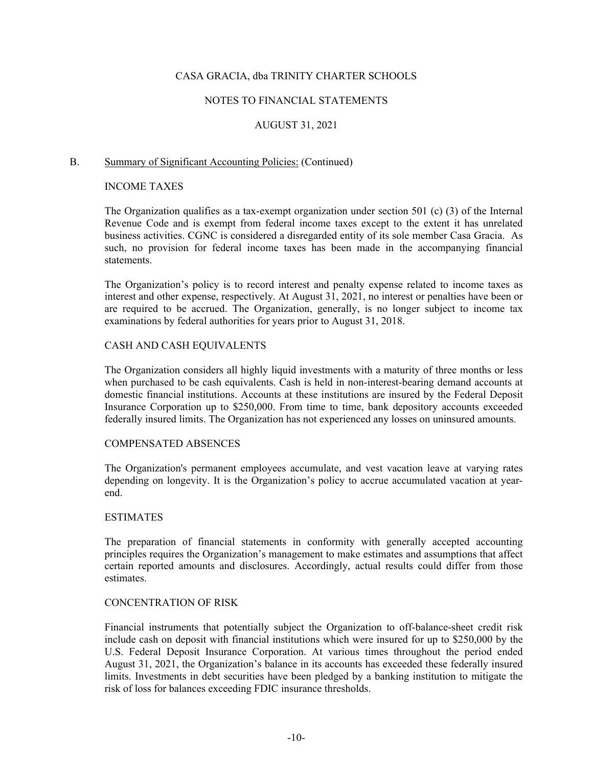CASA GRACIA, dba TRINITY CHARTER SCHOOLS

NOTES TO FINANCIAL STATEMENTS

AUGUST 31, 2021

B. Summary of Significant Accounting Policies: (Continued)

INCOME TAXES

The Organization qualifies as a tax-exempt organization under section 501 (c) (3) of the Internal Revenue Code and is exempt from federal income taxes except to the extent it has unrelated business activities. CGNC is considered a disregarded entity of its sole member Casa Gracia. As such, no provision for federal income taxes has been made in the accompanying financial statements.

The Organization's policy is to record interest and penalty expense related to income taxes as interest and other expense, respectively. At August 31, 2021, no interest or penalties have been or are required to be accrued. The Organization, generally, is no longer subject to income tax examinations by federal authorities for years prior to August 31, 2018.

CASH AND CASH EQUIVALENTS

The Organization considers all highly liquid investments with a maturity of three months or less when purchased to be cash equivalents. Cash is held in non-interest-bearing demand accounts at domestic financial institutions. Accounts at these institutions are insured by the Federal Deposit Insurance Corporation up to $250,000. From time to time, bank depository accounts exceeded federally insured limits. The Organization has not experienced any losses on uninsured amounts.

COMPENSATED ABSENCES

The Organization's permanent employees accumulate, and vest vacation leave at varying rates depending on longevity. It is the Organization's policy to accrue accumulated vacation at year-end.

ESTIMATES

The preparation of financial statements in conformity with generally accepted accounting principles requires the Organization's management to make estimates and assumptions that affect certain reported amounts and disclosures. Accordingly, actual results could differ from those estimates.

CONCENTRATION OF RISK

Financial instruments that potentially subject the Organization to off-balance-sheet credit risk include cash on deposit with financial institutions which were insured for up to $250,000 by the U.S. Federal Deposit Insurance Corporation. At various times throughout the period ended August 31, 2021, the Organization's balance in its accounts has exceeded these federally insured limits. Investments in debt securities have been pledged by a banking institution to mitigate the risk of loss for balances exceeding FDIC insurance thresholds.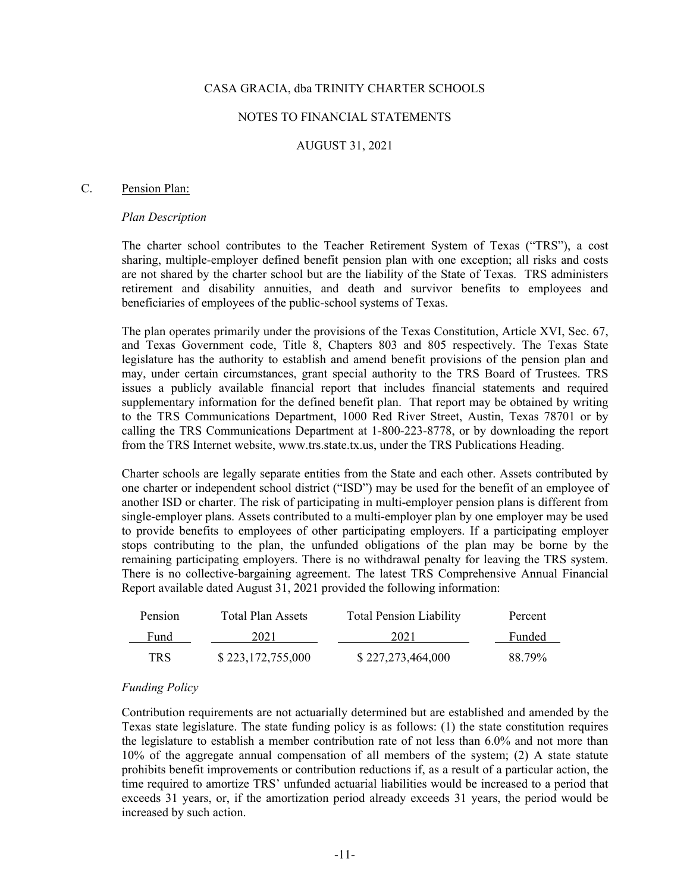CASA GRACIA, dba TRINITY CHARTER SCHOOLS

NOTES TO FINANCIAL STATEMENTS

AUGUST 31, 2021

## C. Pension Plan:

*Plan Description*

The charter school contributes to the Teacher Retirement System of Texas ("TRS"), a cost sharing, multiple-employer defined benefit pension plan with one exception; all risks and costs are not shared by the charter school but are the liability of the State of Texas. TRS administers retirement and disability annuities, and death and survivor benefits to employees and beneficiaries of employees of the public-school systems of Texas.

The plan operates primarily under the provisions of the Texas Constitution, Article XVI, Sec. 67, and Texas Government code, Title 8, Chapters 803 and 805 respectively. The Texas State legislature has the authority to establish and amend benefit provisions of the pension plan and may, under certain circumstances, grant special authority to the TRS Board of Trustees. TRS issues a publicly available financial report that includes financial statements and required supplementary information for the defined benefit plan. That report may be obtained by writing to the TRS Communications Department, 1000 Red River Street, Austin, Texas 78701 or by calling the TRS Communications Department at 1-800-223-8778, or by downloading the report from the TRS Internet website, www.trs.state.tx.us, under the TRS Publications Heading.

Charter schools are legally separate entities from the State and each other. Assets contributed by one charter or independent school district ("ISD") may be used for the benefit of an employee of another ISD or charter. The risk of participating in multi-employer pension plans is different from single-employer plans. Assets contributed to a multi-employer plan by one employer may be used to provide benefits to employees of other participating employers. If a participating employer stops contributing to the plan, the unfunded obligations of the plan may be borne by the remaining participating employers. There is no withdrawal penalty for leaving the TRS system. There is no collective-bargaining agreement. The latest TRS Comprehensive Annual Financial Report available dated August 31, 2021 provided the following information:

| Pension Fund | Total Plan Assets 2021 | Total Pension Liability 2021 | Percent Funded |
|---|---|---|---|
| TRS | $ 223,172,755,000 | $ 227,273,464,000 | 88.79% |

*Funding Policy*

Contribution requirements are not actuarially determined but are established and amended by the Texas state legislature. The state funding policy is as follows: (1) the state constitution requires the legislature to establish a member contribution rate of not less than 6.0% and not more than 10% of the aggregate annual compensation of all members of the system; (2) A state statute prohibits benefit improvements or contribution reductions if, as a result of a particular action, the time required to amortize TRS' unfunded actuarial liabilities would be increased to a period that exceeds 31 years, or, if the amortization period already exceeds 31 years, the period would be increased by such action.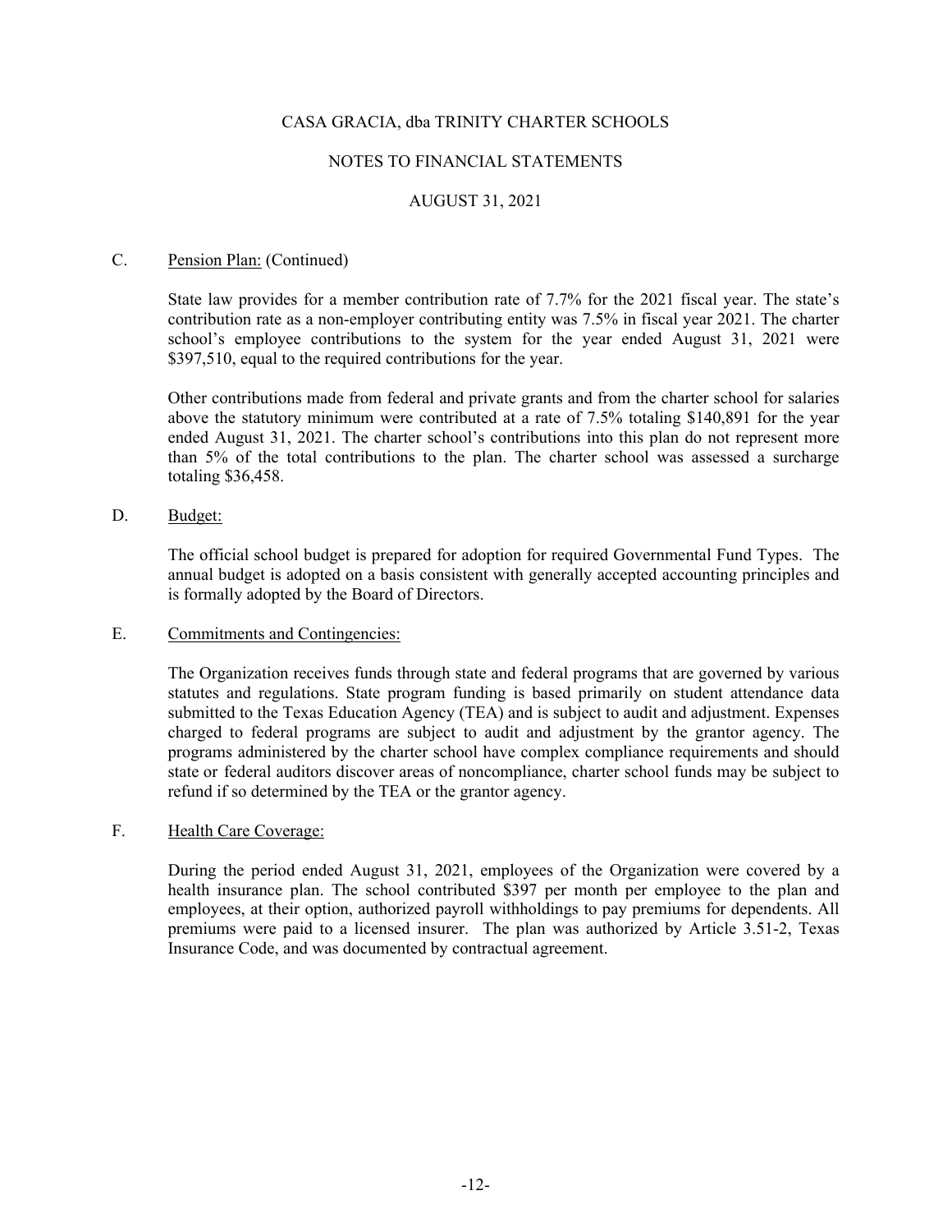CASA GRACIA, dba TRINITY CHARTER SCHOOLS

NOTES TO FINANCIAL STATEMENTS

AUGUST 31, 2021

C. Pension Plan: (Continued)

State law provides for a member contribution rate of 7.7% for the 2021 fiscal year. The state's contribution rate as a non-employer contributing entity was 7.5% in fiscal year 2021. The charter school's employee contributions to the system for the year ended August 31, 2021 were $397,510, equal to the required contributions for the year.

Other contributions made from federal and private grants and from the charter school for salaries above the statutory minimum were contributed at a rate of 7.5% totaling $140,891 for the year ended August 31, 2021. The charter school's contributions into this plan do not represent more than 5% of the total contributions to the plan. The charter school was assessed a surcharge totaling $36,458.

D. Budget:

The official school budget is prepared for adoption for required Governmental Fund Types. The annual budget is adopted on a basis consistent with generally accepted accounting principles and is formally adopted by the Board of Directors.

E. Commitments and Contingencies:

The Organization receives funds through state and federal programs that are governed by various statutes and regulations. State program funding is based primarily on student attendance data submitted to the Texas Education Agency (TEA) and is subject to audit and adjustment. Expenses charged to federal programs are subject to audit and adjustment by the grantor agency. The programs administered by the charter school have complex compliance requirements and should state or federal auditors discover areas of noncompliance, charter school funds may be subject to refund if so determined by the TEA or the grantor agency.

F. Health Care Coverage:

During the period ended August 31, 2021, employees of the Organization were covered by a health insurance plan. The school contributed $397 per month per employee to the plan and employees, at their option, authorized payroll withholdings to pay premiums for dependents. All premiums were paid to a licensed insurer. The plan was authorized by Article 3.51-2, Texas Insurance Code, and was documented by contractual agreement.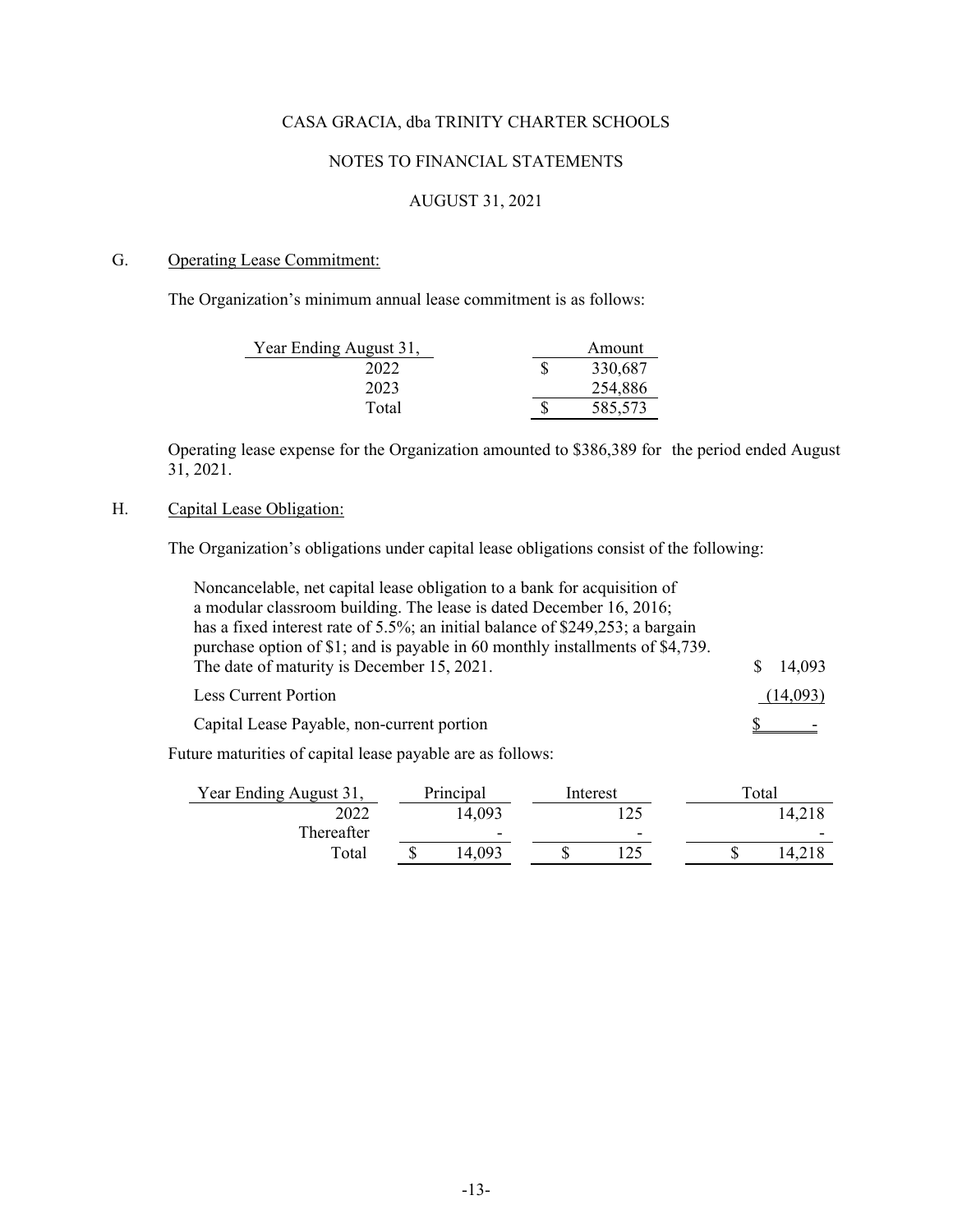CASA GRACIA, dba TRINITY CHARTER SCHOOLS

NOTES TO FINANCIAL STATEMENTS

AUGUST 31, 2021

G. Operating Lease Commitment:

The Organization's minimum annual lease commitment is as follows:

| Year Ending August 31, | Amount |
|---|---|
| 2022 | $ 330,687 |
| 2023 | 254,886 |
| Total | $ 585,573 |

Operating lease expense for the Organization amounted to $386,389 for the period ended August 31, 2021.

H. Capital Lease Obligation:

The Organization's obligations under capital lease obligations consist of the following:

| | |
|---|---|
| Noncancelable, net capital lease obligation to a bank for acquisition of a modular classroom building. The lease is dated December 16, 2016; has a fixed interest rate of 5.5%; an initial balance of $249,253; a bargain purchase option of $1; and is payable in 60 monthly installments of $4,739. The date of maturity is December 15, 2021. | $ 14,093 |
| Less Current Portion | (14,093) |
| Capital Lease Payable, non-current portion | $ - |

Future maturities of capital lease payable are as follows:

| Year Ending August 31, | Principal | Interest | Total |
|---|---|---|---|
| 2022 | 14,093 | 125 | 14,218 |
| Thereafter | - | - | - |
| Total | $ 14,093 | $ 125 | $ 14,218 |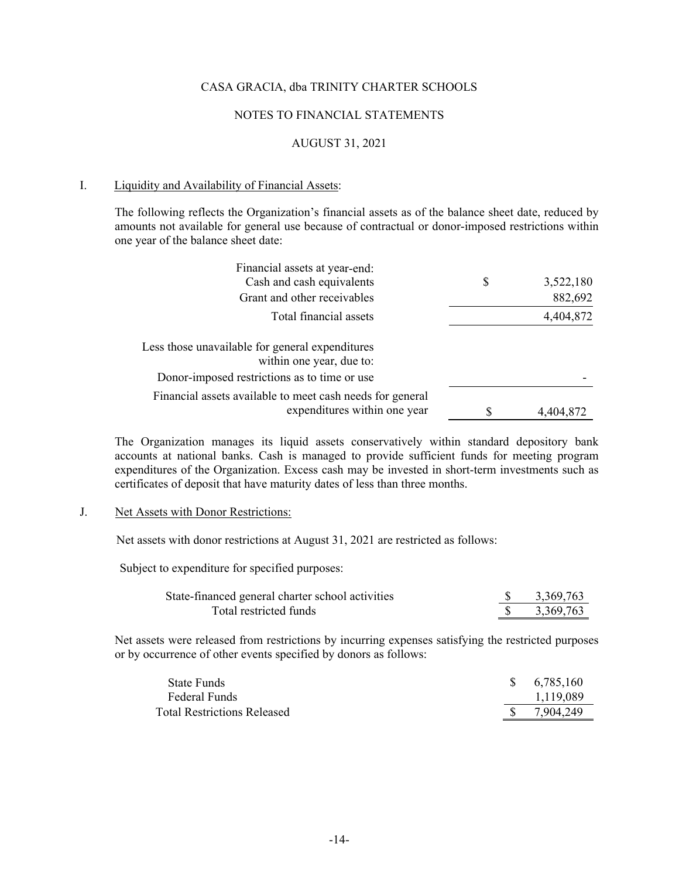CASA GRACIA, dba TRINITY CHARTER SCHOOLS

NOTES TO FINANCIAL STATEMENTS

AUGUST 31, 2021

I. Liquidity and Availability of Financial Assets:

The following reflects the Organization's financial assets as of the balance sheet date, reduced by amounts not available for general use because of contractual or donor-imposed restrictions within one year of the balance sheet date:

| | | |
|---|---|---|
| Financial assets at year-end: | | |
| Cash and cash equivalents | $ | 3,522,180 |
| Grant and other receivables | | 882,692 |
| Total financial assets | | 4,404,872 |
| Less those unavailable for general expenditures within one year, due to: | | |
| Donor-imposed restrictions as to time or use | | - |
| Financial assets available to meet cash needs for general expenditures within one year | $ | 4,404,872 |

The Organization manages its liquid assets conservatively within standard depository bank accounts at national banks. Cash is managed to provide sufficient funds for meeting program expenditures of the Organization. Excess cash may be invested in short-term investments such as certificates of deposit that have maturity dates of less than three months.

J. Net Assets with Donor Restrictions:

Net assets with donor restrictions at August 31, 2021 are restricted as follows:

Subject to expenditure for specified purposes:

| | | |
|---|---|---|
| State-financed general charter school activities | $ | 3,369,763 |
| Total restricted funds | $ | 3,369,763 |

Net assets were released from restrictions by incurring expenses satisfying the restricted purposes or by occurrence of other events specified by donors as follows:

| | | |
|---|---|---|
| State Funds | $ | 6,785,160 |
| Federal Funds | | 1,119,089 |
| Total Restrictions Released | $ | 7,904,249 |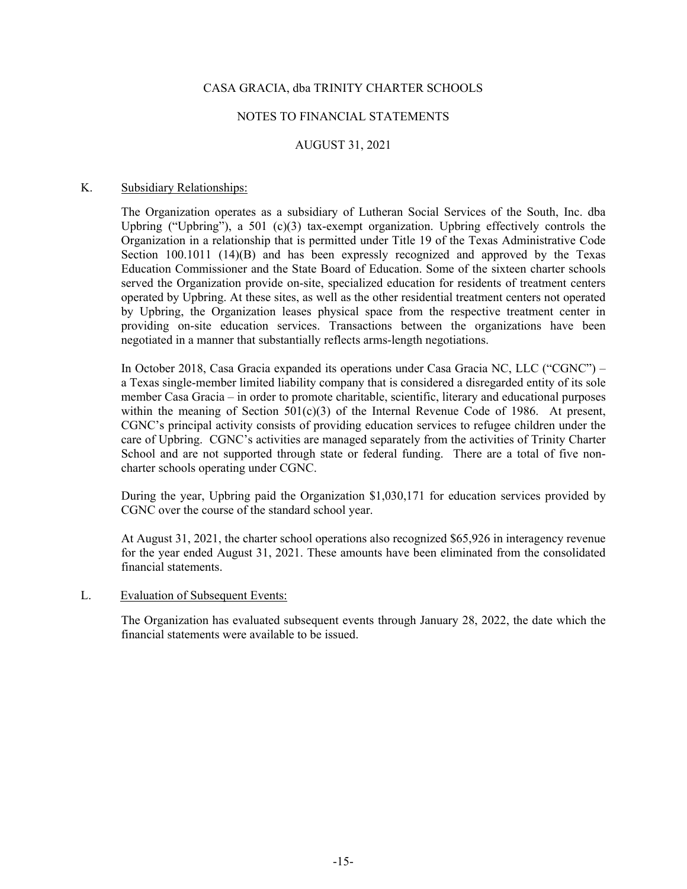CASA GRACIA, dba TRINITY CHARTER SCHOOLS

NOTES TO FINANCIAL STATEMENTS

AUGUST 31, 2021

K. Subsidiary Relationships:

The Organization operates as a subsidiary of Lutheran Social Services of the South, Inc. dba Upbring ("Upbring"), a 501 (c)(3) tax-exempt organization. Upbring effectively controls the Organization in a relationship that is permitted under Title 19 of the Texas Administrative Code Section 100.1011 (14)(B) and has been expressly recognized and approved by the Texas Education Commissioner and the State Board of Education. Some of the sixteen charter schools served the Organization provide on-site, specialized education for residents of treatment centers operated by Upbring. At these sites, as well as the other residential treatment centers not operated by Upbring, the Organization leases physical space from the respective treatment center in providing on-site education services. Transactions between the organizations have been negotiated in a manner that substantially reflects arms-length negotiations.

In October 2018, Casa Gracia expanded its operations under Casa Gracia NC, LLC ("CGNC") – a Texas single-member limited liability company that is considered a disregarded entity of its sole member Casa Gracia – in order to promote charitable, scientific, literary and educational purposes within the meaning of Section 501(c)(3) of the Internal Revenue Code of 1986. At present, CGNC's principal activity consists of providing education services to refugee children under the care of Upbring. CGNC's activities are managed separately from the activities of Trinity Charter School and are not supported through state or federal funding. There are a total of five non-charter schools operating under CGNC.

During the year, Upbring paid the Organization $1,030,171 for education services provided by CGNC over the course of the standard school year.

At August 31, 2021, the charter school operations also recognized $65,926 in interagency revenue for the year ended August 31, 2021. These amounts have been eliminated from the consolidated financial statements.

L. Evaluation of Subsequent Events:

The Organization has evaluated subsequent events through January 28, 2022, the date which the financial statements were available to be issued.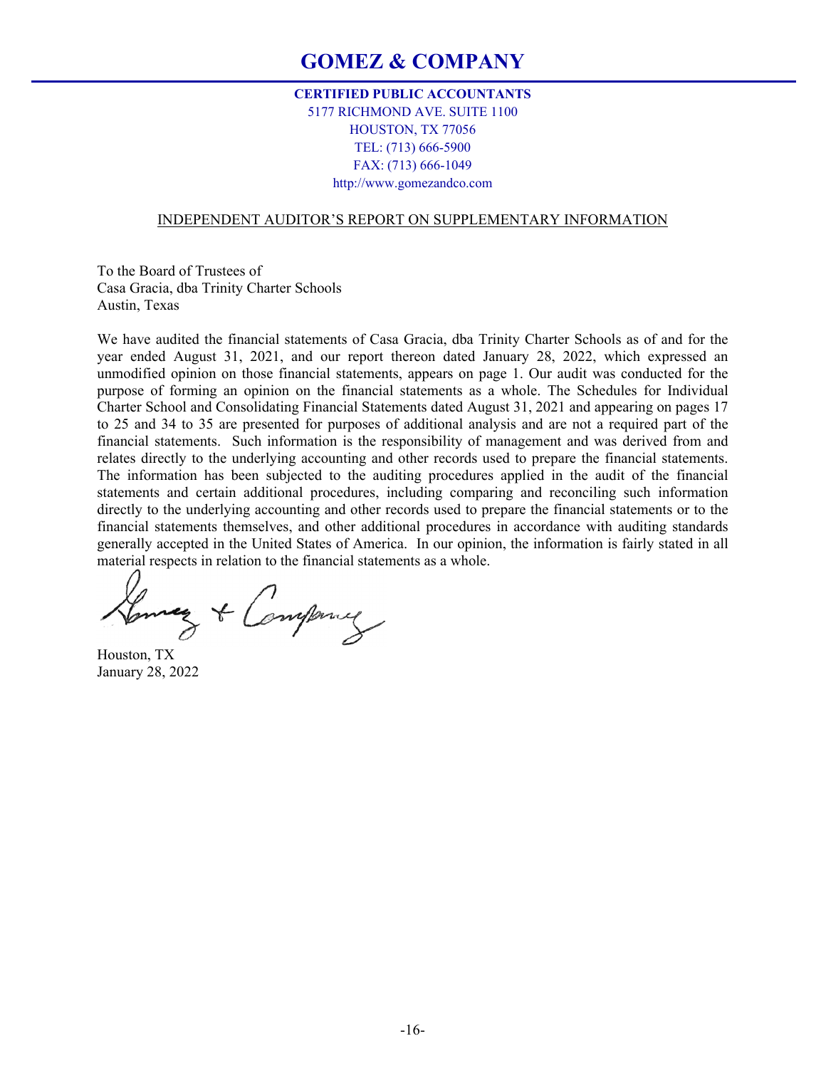# GOMEZ & COMPANY

**CERTIFIED PUBLIC ACCOUNTANTS**
5177 RICHMOND AVE. SUITE 1100
HOUSTON, TX 77056
TEL: (713) 666-5900
FAX: (713) 666-1049
http://www.gomezandco.com

## INDEPENDENT AUDITOR'S REPORT ON SUPPLEMENTARY INFORMATION

To the Board of Trustees of
Casa Gracia, dba Trinity Charter Schools
Austin, Texas

We have audited the financial statements of Casa Gracia, dba Trinity Charter Schools as of and for the year ended August 31, 2021, and our report thereon dated January 28, 2022, which expressed an unmodified opinion on those financial statements, appears on page 1. Our audit was conducted for the purpose of forming an opinion on the financial statements as a whole. The Schedules for Individual Charter School and Consolidating Financial Statements dated August 31, 2021 and appearing on pages 17 to 25 and 34 to 35 are presented for purposes of additional analysis and are not a required part of the financial statements. Such information is the responsibility of management and was derived from and relates directly to the underlying accounting and other records used to prepare the financial statements. The information has been subjected to the auditing procedures applied in the audit of the financial statements and certain additional procedures, including comparing and reconciling such information directly to the underlying accounting and other records used to prepare the financial statements or to the financial statements themselves, and other additional procedures in accordance with auditing standards generally accepted in the United States of America. In our opinion, the information is fairly stated in all material respects in relation to the financial statements as a whole.

Gomez & Company

Houston, TX
January 28, 2022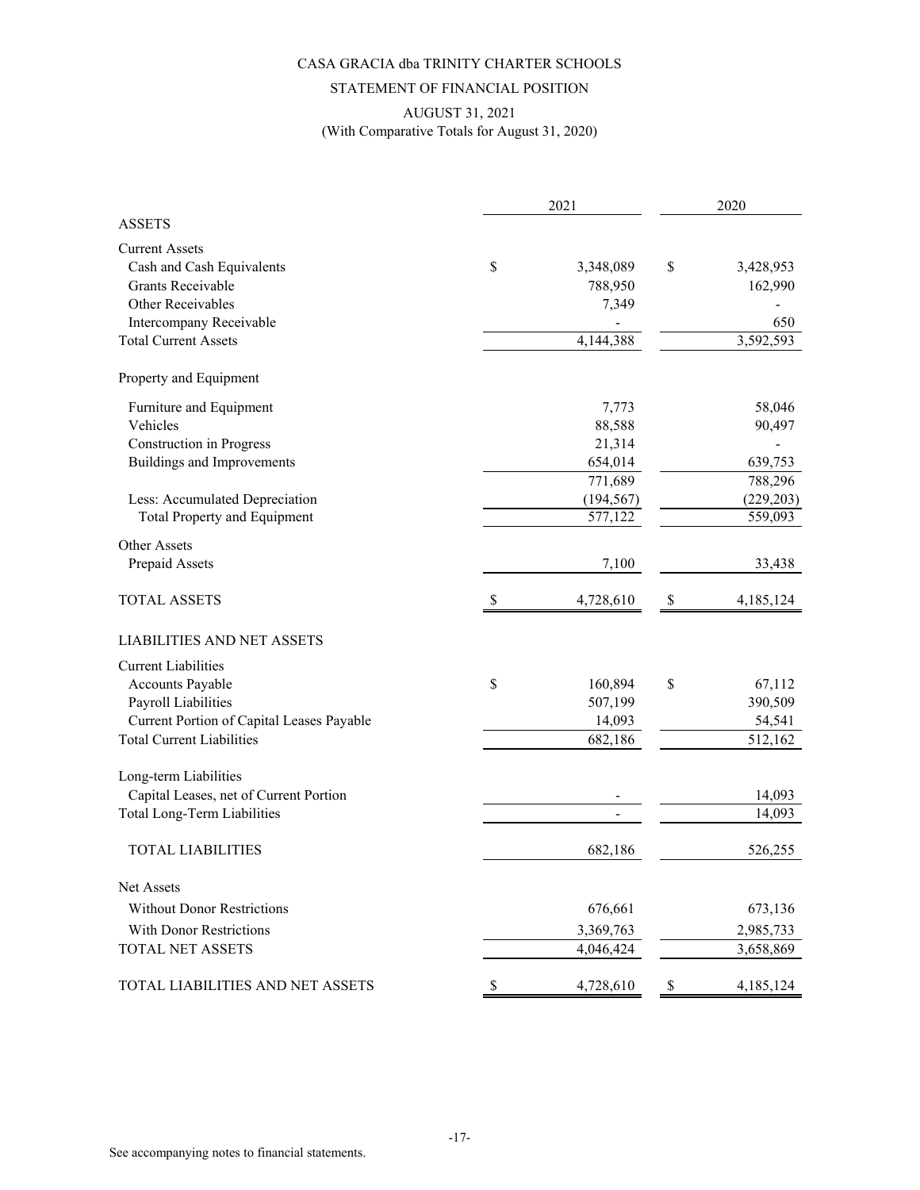# CASA GRACIA dba TRINITY CHARTER SCHOOLS

## STATEMENT OF FINANCIAL POSITION

### AUGUST 31, 2021
(With Comparative Totals for August 31, 2020)

| | 2021 | 2020 |
|---|---|---|
| **ASSETS** | | |
| Current Assets | | |
| Cash and Cash Equivalents | $ 3,348,089 | $ 3,428,953 |
| Grants Receivable | 788,950 | 162,990 |
| Other Receivables | 7,349 | - |
| Intercompany Receivable | - | 650 |
| Total Current Assets | 4,144,388 | 3,592,593 |
| Property and Equipment | | |
| Furniture and Equipment | 7,773 | 58,046 |
| Vehicles | 88,588 | 90,497 |
| Construction in Progress | 21,314 | - |
| Buildings and Improvements | 654,014 | 639,753 |
| | 771,689 | 788,296 |
| Less: Accumulated Depreciation | (194,567) | (229,203) |
| Total Property and Equipment | 577,122 | 559,093 |
| Other Assets | | |
| Prepaid Assets | 7,100 | 33,438 |
| TOTAL ASSETS | $ 4,728,610 | $ 4,185,124 |
| **LIABILITIES AND NET ASSETS** | | |
| Current Liabilities | | |
| Accounts Payable | $ 160,894 | $ 67,112 |
| Payroll Liabilities | 507,199 | 390,509 |
| Current Portion of Capital Leases Payable | 14,093 | 54,541 |
| Total Current Liabilities | 682,186 | 512,162 |
| Long-term Liabilities | | |
| Capital Leases, net of Current Portion | - | 14,093 |
| Total Long-Term Liabilities | - | 14,093 |
| TOTAL LIABILITIES | 682,186 | 526,255 |
| Net Assets | | |
| Without Donor Restrictions | 676,661 | 673,136 |
| With Donor Restrictions | 3,369,763 | 2,985,733 |
| TOTAL NET ASSETS | 4,046,424 | 3,658,869 |
| TOTAL LIABILITIES AND NET ASSETS | $ 4,728,610 | $ 4,185,124 |

See accompanying notes to financial statements.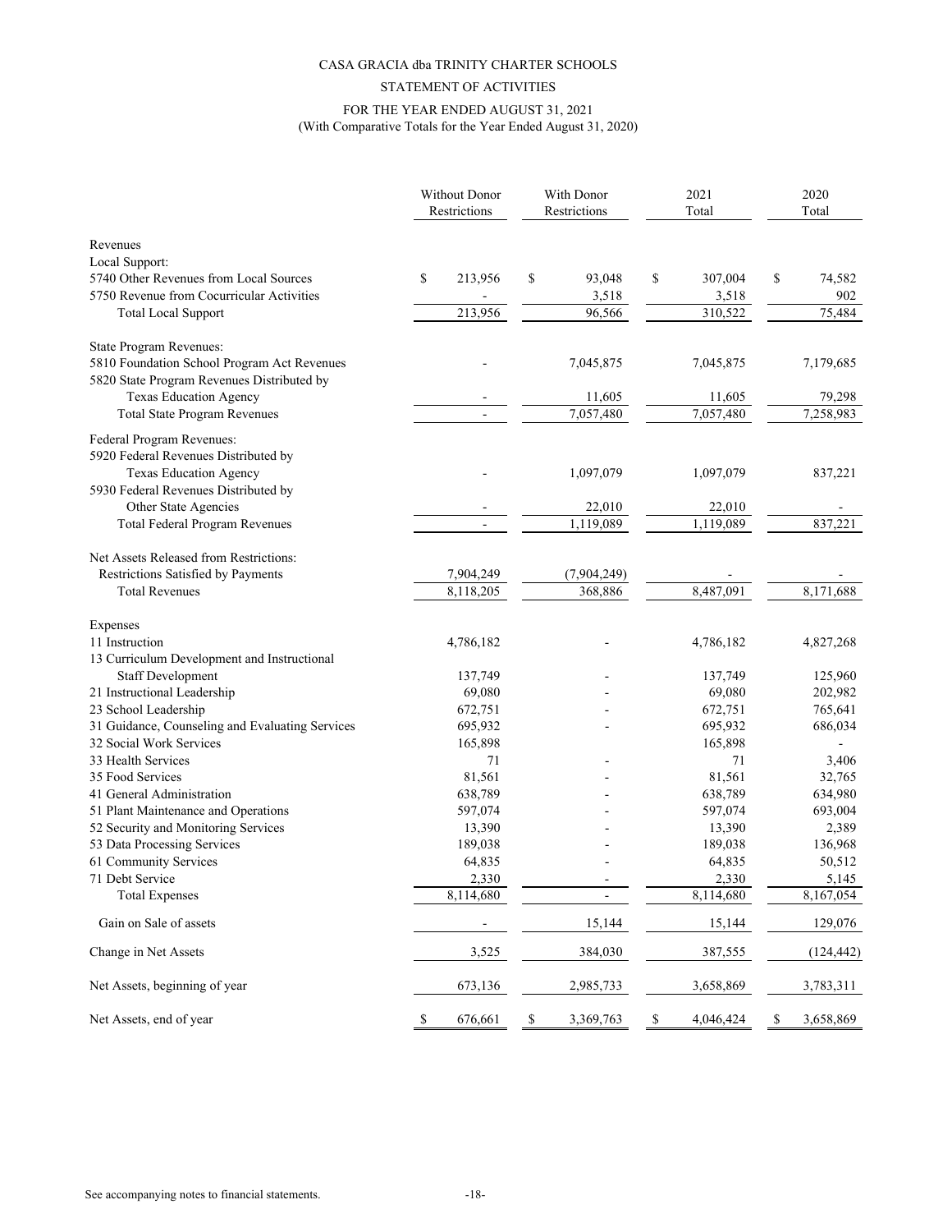CASA GRACIA dba TRINITY CHARTER SCHOOLS

STATEMENT OF ACTIVITIES

FOR THE YEAR ENDED AUGUST 31, 2021
(With Comparative Totals for the Year Ended August 31, 2020)

| | Without Donor Restrictions | With Donor Restrictions | 2021 Total | 2020 Total |
|---|---|---|---|---|
| **Revenues** | | | | |
| Local Support: | | | | |
| 5740 Other Revenues from Local Sources | $ 213,956 | $ 93,048 | $ 307,004 | $ 74,582 |
| 5750 Revenue from Cocurricular Activities | - | 3,518 | 3,518 | 902 |
| Total Local Support | 213,956 | 96,566 | 310,522 | 75,484 |
| State Program Revenues: | | | | |
| 5810 Foundation School Program Act Revenues | - | 7,045,875 | 7,045,875 | 7,179,685 |
| 5820 State Program Revenues Distributed by Texas Education Agency | - | 11,605 | 11,605 | 79,298 |
| Total State Program Revenues | - | 7,057,480 | 7,057,480 | 7,258,983 |
| Federal Program Revenues: | | | | |
| 5920 Federal Revenues Distributed by Texas Education Agency | - | 1,097,079 | 1,097,079 | 837,221 |
| 5930 Federal Revenues Distributed by Other State Agencies | - | 22,010 | 22,010 | - |
| Total Federal Program Revenues | - | 1,119,089 | 1,119,089 | 837,221 |
| Net Assets Released from Restrictions: | | | | |
| Restrictions Satisfied by Payments | 7,904,249 | (7,904,249) | - | - |
| Total Revenues | 8,118,205 | 368,886 | 8,487,091 | 8,171,688 |
| **Expenses** | | | | |
| 11 Instruction | 4,786,182 | - | 4,786,182 | 4,827,268 |
| 13 Curriculum Development and Instructional Staff Development | 137,749 | - | 137,749 | 125,960 |
| 21 Instructional Leadership | 69,080 | - | 69,080 | 202,982 |
| 23 School Leadership | 672,751 | - | 672,751 | 765,641 |
| 31 Guidance, Counseling and Evaluating Services | 695,932 | - | 695,932 | 686,034 |
| 32 Social Work Services | 165,898 | | 165,898 | - |
| 33 Health Services | 71 | - | 71 | 3,406 |
| 35 Food Services | 81,561 | - | 81,561 | 32,765 |
| 41 General Administration | 638,789 | - | 638,789 | 634,980 |
| 51 Plant Maintenance and Operations | 597,074 | - | 597,074 | 693,004 |
| 52 Security and Monitoring Services | 13,390 | - | 13,390 | 2,389 |
| 53 Data Processing Services | 189,038 | - | 189,038 | 136,968 |
| 61 Community Services | 64,835 | - | 64,835 | 50,512 |
| 71 Debt Service | 2,330 | - | 2,330 | 5,145 |
| Total Expenses | 8,114,680 | - | 8,114,680 | 8,167,054 |
| Gain on Sale of assets | - | 15,144 | 15,144 | 129,076 |
| Change in Net Assets | 3,525 | 384,030 | 387,555 | (124,442) |
| Net Assets, beginning of year | 673,136 | 2,985,733 | 3,658,869 | 3,783,311 |
| Net Assets, end of year | $ 676,661 | $ 3,369,763 | $ 4,046,424 | $ 3,658,869 |

See accompanying notes to financial statements.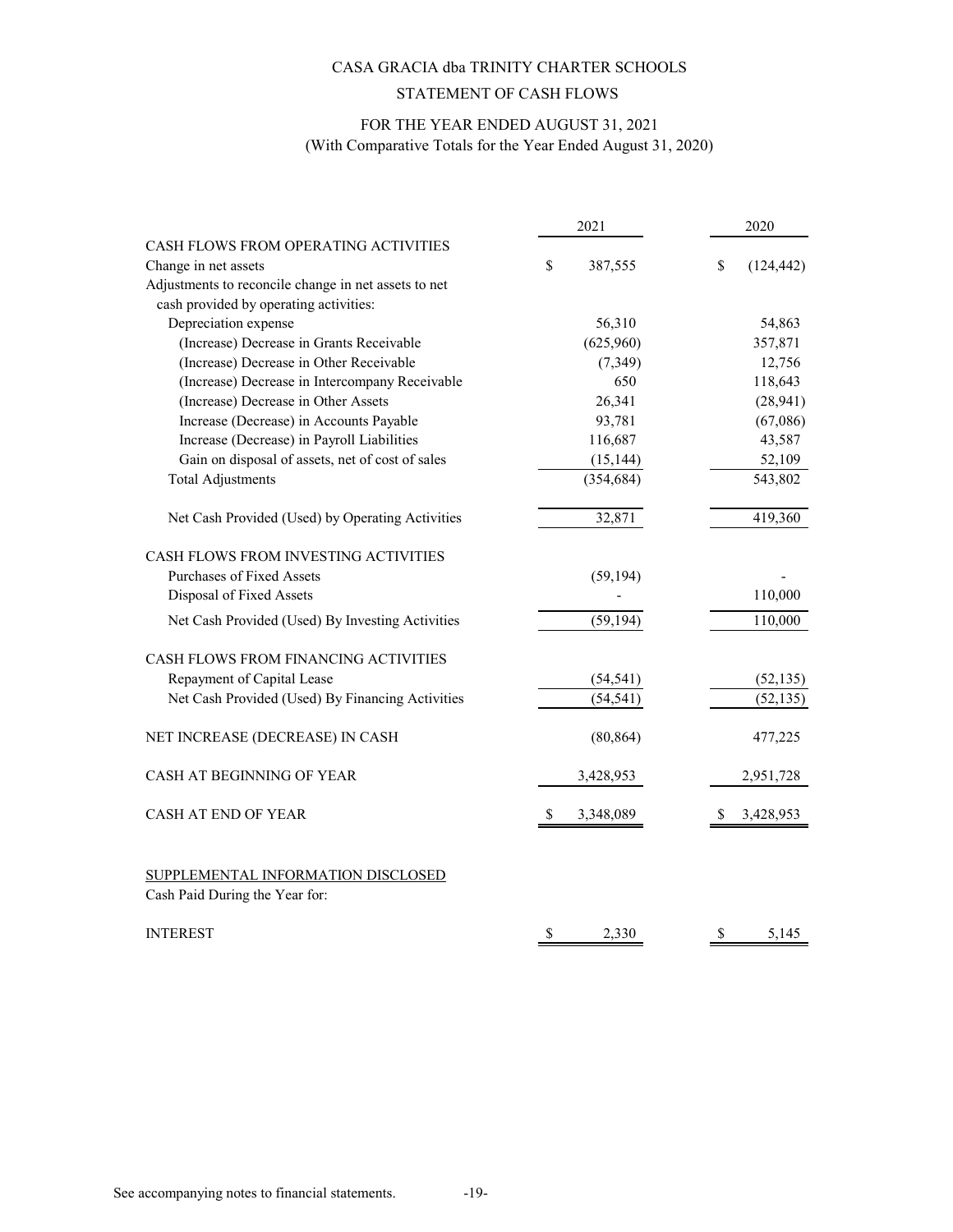# CASA GRACIA dba TRINITY CHARTER SCHOOLS

## STATEMENT OF CASH FLOWS

### FOR THE YEAR ENDED AUGUST 31, 2021
(With Comparative Totals for the Year Ended August 31, 2020)

| | 2021 | 2020 |
|---|---|---|
| **CASH FLOWS FROM OPERATING ACTIVITIES** | | |
| Change in net assets | $ 387,555 | $ (124,442) |
| Adjustments to reconcile change in net assets to net cash provided by operating activities: | | |
| Depreciation expense | 56,310 | 54,863 |
| (Increase) Decrease in Grants Receivable | (625,960) | 357,871 |
| (Increase) Decrease in Other Receivable | (7,349) | 12,756 |
| (Increase) Decrease in Intercompany Receivable | 650 | 118,643 |
| (Increase) Decrease in Other Assets | 26,341 | (28,941) |
| Increase (Decrease) in Accounts Payable | 93,781 | (67,086) |
| Increase (Decrease) in Payroll Liabilities | 116,687 | 43,587 |
| Gain on disposal of assets, net of cost of sales | (15,144) | 52,109 |
| Total Adjustments | (354,684) | 543,802 |
| Net Cash Provided (Used) by Operating Activities | 32,871 | 419,360 |
| **CASH FLOWS FROM INVESTING ACTIVITIES** | | |
| Purchases of Fixed Assets | (59,194) | - |
| Disposal of Fixed Assets | - | 110,000 |
| Net Cash Provided (Used) By Investing Activities | (59,194) | 110,000 |
| **CASH FLOWS FROM FINANCING ACTIVITIES** | | |
| Repayment of Capital Lease | (54,541) | (52,135) |
| Net Cash Provided (Used) By Financing Activities | (54,541) | (52,135) |
| NET INCREASE (DECREASE) IN CASH | (80,864) | 477,225 |
| CASH AT BEGINNING OF YEAR | 3,428,953 | 2,951,728 |
| CASH AT END OF YEAR | $ 3,348,089 | $ 3,428,953 |

SUPPLEMENTAL INFORMATION DISCLOSED

Cash Paid During the Year for:

| | 2021 | 2020 |
|---|---|---|
| INTEREST | $ 2,330 | $ 5,145 |

See accompanying notes to financial statements.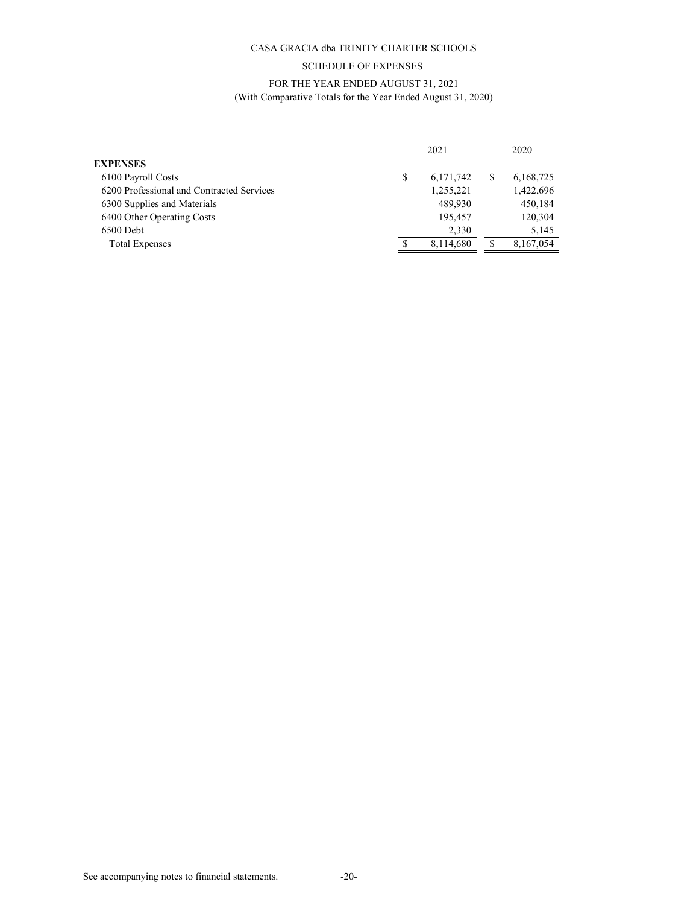CASA GRACIA dba TRINITY CHARTER SCHOOLS

SCHEDULE OF EXPENSES

FOR THE YEAR ENDED AUGUST 31, 2021
(With Comparative Totals for the Year Ended August 31, 2020)

| | 2021 | 2020 |
|---|---|---|
| **EXPENSES** | | |
| 6100 Payroll Costs | $ 6,171,742 | $ 6,168,725 |
| 6200 Professional and Contracted Services | 1,255,221 | 1,422,696 |
| 6300 Supplies and Materials | 489,930 | 450,184 |
| 6400 Other Operating Costs | 195,457 | 120,304 |
| 6500 Debt | 2,330 | 5,145 |
| Total Expenses | $ 8,114,680 | $ 8,167,054 |

See accompanying notes to financial statements.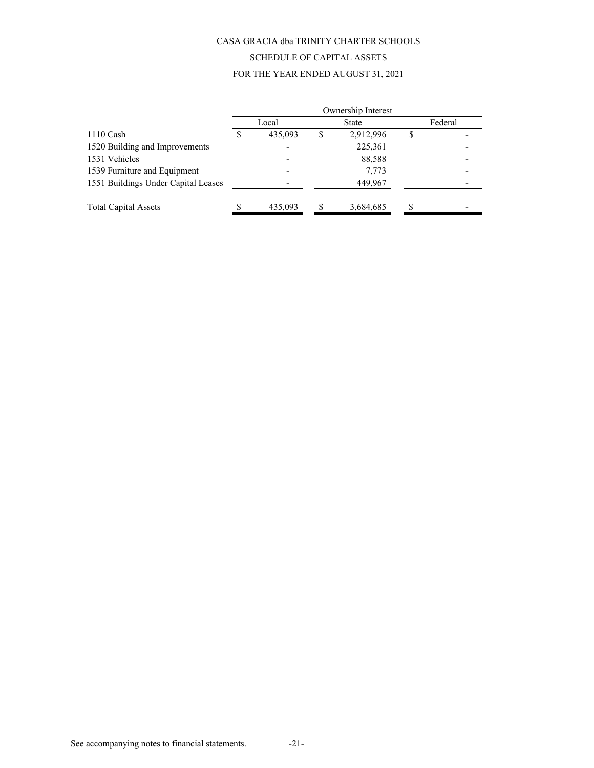# CASA GRACIA dba TRINITY CHARTER SCHOOLS

## SCHEDULE OF CAPITAL ASSETS

### FOR THE YEAR ENDED AUGUST 31, 2021

| | Ownership Interest | | |
|---|---|---|---|
| | Local | State | Federal |
| 1110 Cash | $ 435,093 | $ 2,912,996 | $ - |
| 1520 Building and Improvements | - | 225,361 | - |
| 1531 Vehicles | - | 88,588 | - |
| 1539 Furniture and Equipment | - | 7,773 | - |
| 1551 Buildings Under Capital Leases | - | 449,967 | - |
| Total Capital Assets | $ 435,093 | $ 3,684,685 | $ - |

See accompanying notes to financial statements.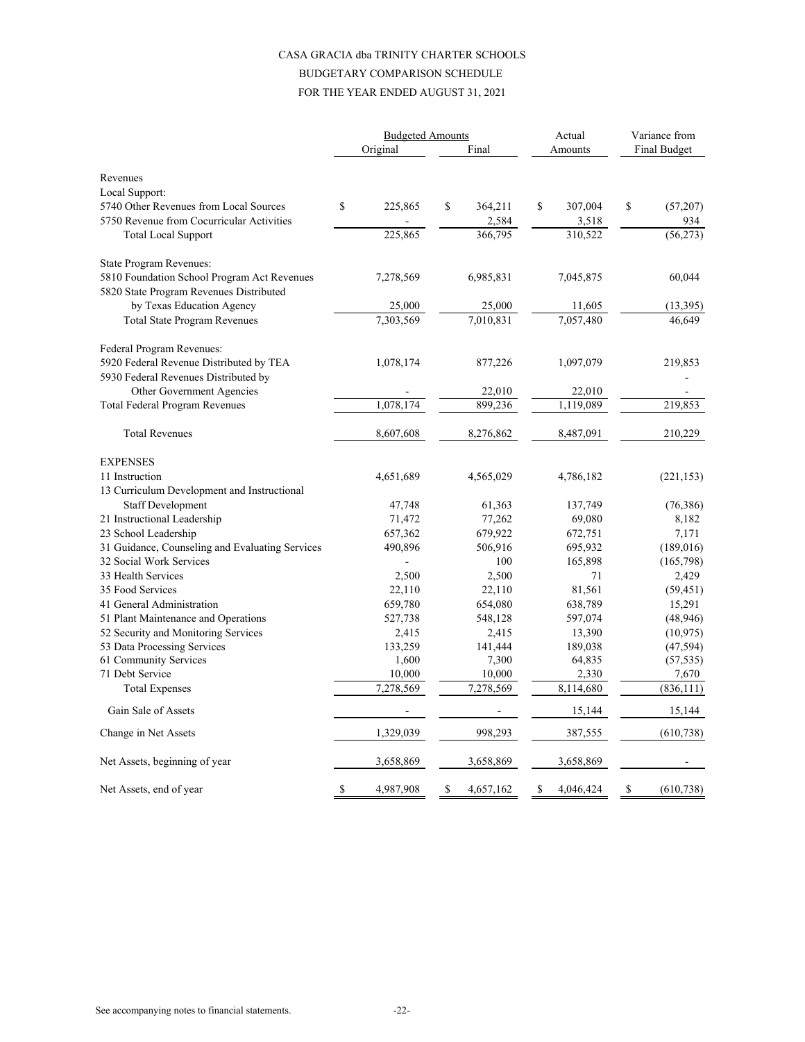# CASA GRACIA dba TRINITY CHARTER SCHOOLS

## BUDGETARY COMPARISON SCHEDULE

### FOR THE YEAR ENDED AUGUST 31, 2021

| | Budgeted Amounts | | Actual | Variance from |
|---|---|---|---|---|
| | Original | Final | Amounts | Final Budget |
| **Revenues** | | | | |
| Local Support: | | | | |
| 5740 Other Revenues from Local Sources | $ 225,865 | $ 364,211 | $ 307,004 | $ (57,207) |
| 5750 Revenue from Cocurricular Activities | - | 2,584 | 3,518 | 934 |
| Total Local Support | 225,865 | 366,795 | 310,522 | (56,273) |
| State Program Revenues: | | | | |
| 5810 Foundation School Program Act Revenues | 7,278,569 | 6,985,831 | 7,045,875 | 60,044 |
| 5820 State Program Revenues Distributed by Texas Education Agency | 25,000 | 25,000 | 11,605 | (13,395) |
| Total State Program Revenues | 7,303,569 | 7,010,831 | 7,057,480 | 46,649 |
| Federal Program Revenues: | | | | |
| 5920 Federal Revenue Distributed by TEA | 1,078,174 | 877,226 | 1,097,079 | 219,853 |
| 5930 Federal Revenues Distributed by Other Government Agencies | - | 22,010 | 22,010 | - |
| Total Federal Program Revenues | 1,078,174 | 899,236 | 1,119,089 | 219,853 |
| Total Revenues | 8,607,608 | 8,276,862 | 8,487,091 | 210,229 |
| **EXPENSES** | | | | |
| 11 Instruction | 4,651,689 | 4,565,029 | 4,786,182 | (221,153) |
| 13 Curriculum Development and Instructional Staff Development | 47,748 | 61,363 | 137,749 | (76,386) |
| 21 Instructional Leadership | 71,472 | 77,262 | 69,080 | 8,182 |
| 23 School Leadership | 657,362 | 679,922 | 672,751 | 7,171 |
| 31 Guidance, Counseling and Evaluating Services | 490,896 | 506,916 | 695,932 | (189,016) |
| 32 Social Work Services | - | 100 | 165,898 | (165,798) |
| 33 Health Services | 2,500 | 2,500 | 71 | 2,429 |
| 35 Food Services | 22,110 | 22,110 | 81,561 | (59,451) |
| 41 General Administration | 659,780 | 654,080 | 638,789 | 15,291 |
| 51 Plant Maintenance and Operations | 527,738 | 548,128 | 597,074 | (48,946) |
| 52 Security and Monitoring Services | 2,415 | 2,415 | 13,390 | (10,975) |
| 53 Data Processing Services | 133,259 | 141,444 | 189,038 | (47,594) |
| 61 Community Services | 1,600 | 7,300 | 64,835 | (57,535) |
| 71 Debt Service | 10,000 | 10,000 | 2,330 | 7,670 |
| Total Expenses | 7,278,569 | 7,278,569 | 8,114,680 | (836,111) |
| Gain Sale of Assets | - | - | 15,144 | 15,144 |
| Change in Net Assets | 1,329,039 | 998,293 | 387,555 | (610,738) |
| Net Assets, beginning of year | 3,658,869 | 3,658,869 | 3,658,869 | - |
| Net Assets, end of year | $ 4,987,908 | $ 4,657,162 | $ 4,046,424 | $ (610,738) |

See accompanying notes to financial statements.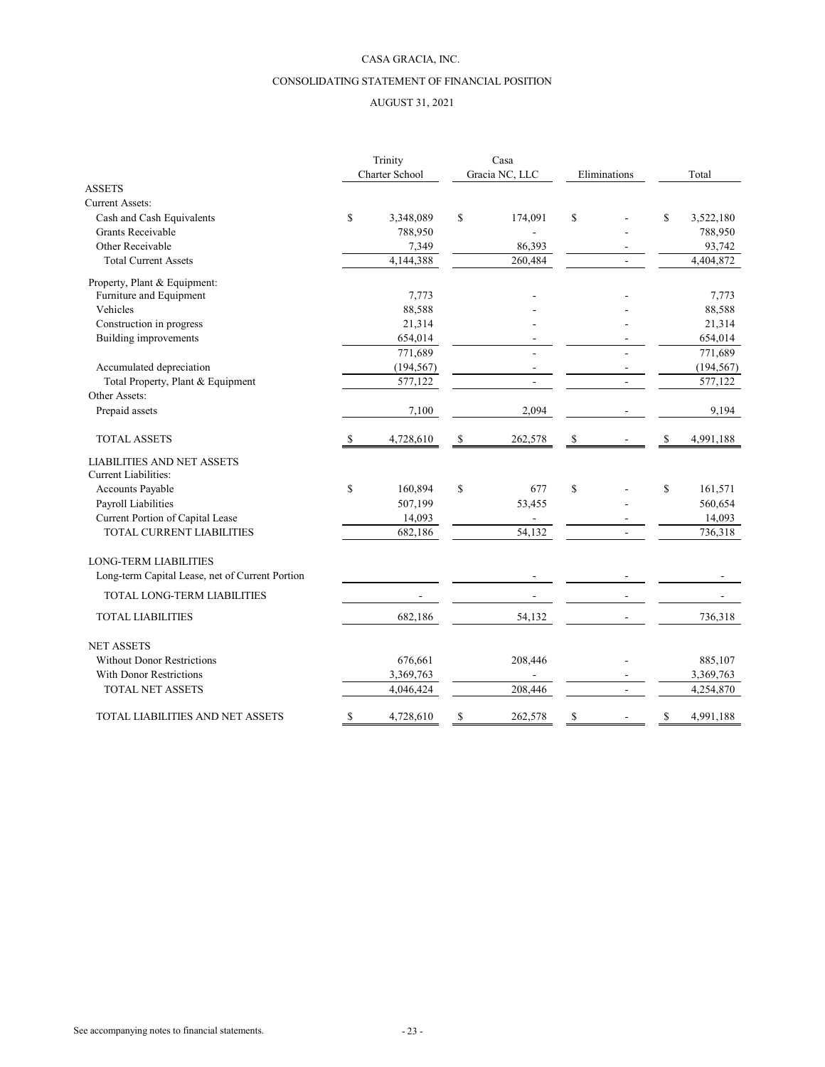CASA GRACIA, INC.

CONSOLIDATING STATEMENT OF FINANCIAL POSITION

AUGUST 31, 2021

| | Trinity Charter School | Casa Gracia NC, LLC | Eliminations | Total |
|---|---|---|---|---|
| **ASSETS** | | | | |
| Current Assets: | | | | |
| Cash and Cash Equivalents | $ 3,348,089 | $ 174,091 | $ - | $ 3,522,180 |
| Grants Receivable | 788,950 | - | - | 788,950 |
| Other Receivable | 7,349 | 86,393 | - | 93,742 |
| Total Current Assets | 4,144,388 | 260,484 | - | 4,404,872 |
| Property, Plant & Equipment: | | | | |
| Furniture and Equipment | 7,773 | - | - | 7,773 |
| Vehicles | 88,588 | - | - | 88,588 |
| Construction in progress | 21,314 | - | - | 21,314 |
| Building improvements | 654,014 | - | - | 654,014 |
| | 771,689 | - | - | 771,689 |
| Accumulated depreciation | (194,567) | - | - | (194,567) |
| Total Property, Plant & Equipment | 577,122 | - | - | 577,122 |
| Other Assets: | | | | |
| Prepaid assets | 7,100 | 2,094 | - | 9,194 |
| TOTAL ASSETS | $ 4,728,610 | $ 262,578 | $ - | $ 4,991,188 |
| **LIABILITIES AND NET ASSETS** | | | | |
| Current Liabilities: | | | | |
| Accounts Payable | $ 160,894 | $ 677 | $ - | $ 161,571 |
| Payroll Liabilities | 507,199 | 53,455 | - | 560,654 |
| Current Portion of Capital Lease | 14,093 | - | - | 14,093 |
| TOTAL CURRENT LIABILITIES | 682,186 | 54,132 | - | 736,318 |
| LONG-TERM LIABILITIES | | | | |
| Long-term Capital Lease, net of Current Portion | | - | - | - |
| TOTAL LONG-TERM LIABILITIES | - | - | - | - |
| TOTAL LIABILITIES | 682,186 | 54,132 | - | 736,318 |
| NET ASSETS | | | | |
| Without Donor Restrictions | 676,661 | 208,446 | - | 885,107 |
| With Donor Restrictions | 3,369,763 | - | - | 3,369,763 |
| TOTAL NET ASSETS | 4,046,424 | 208,446 | - | 4,254,870 |
| TOTAL LIABILITIES AND NET ASSETS | $ 4,728,610 | $ 262,578 | $ - | $ 4,991,188 |

See accompanying notes to financial statements.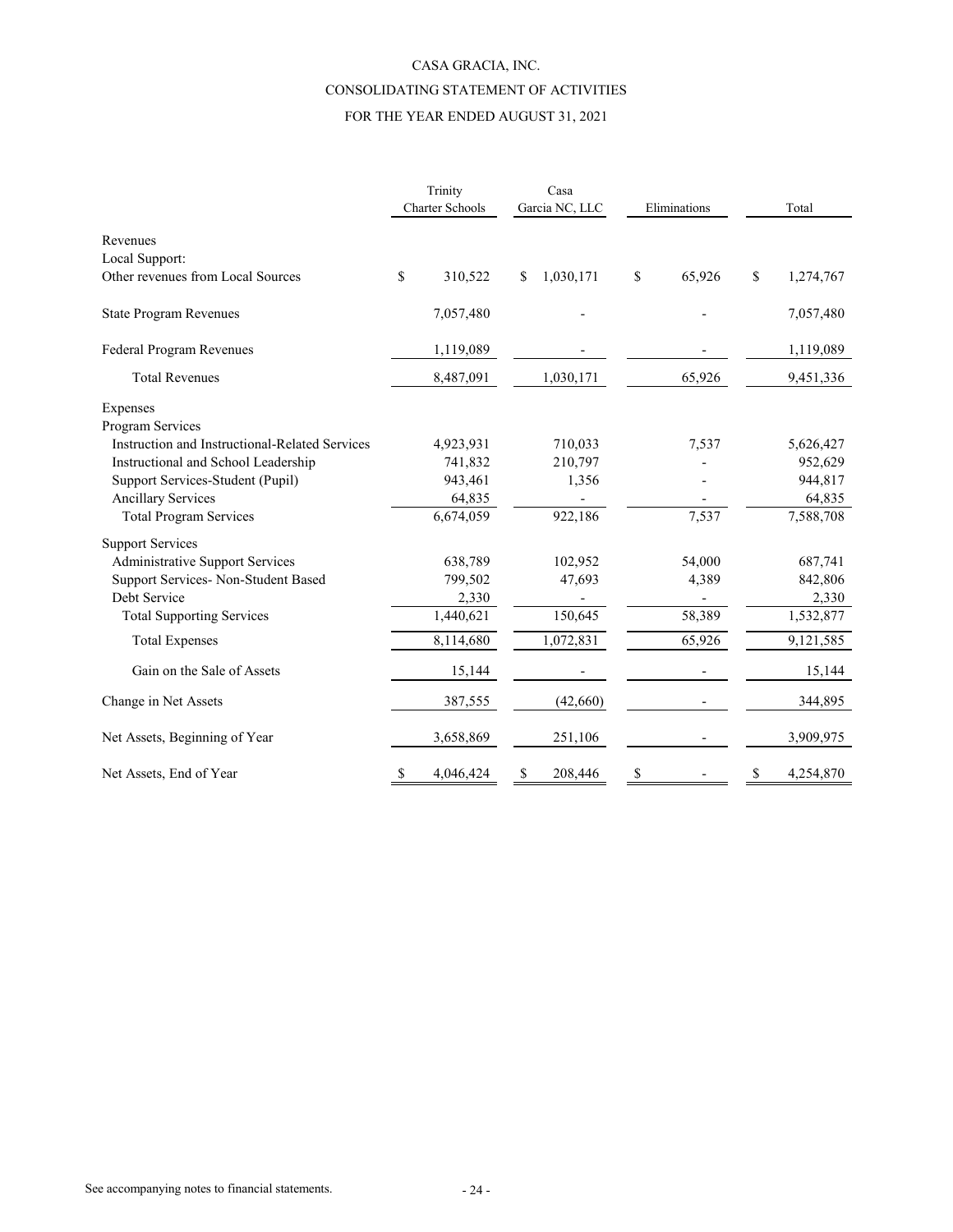# CASA GRACIA, INC.

## CONSOLIDATING STATEMENT OF ACTIVITIES

### FOR THE YEAR ENDED AUGUST 31, 2021

| | Trinity Charter Schools | Casa Garcia NC, LLC | Eliminations | Total |
|---|---|---|---|---|
| Revenues | | | | |
| Local Support: | | | | |
| Other revenues from Local Sources | $ 310,522 | $ 1,030,171 | $ 65,926 | $ 1,274,767 |
| State Program Revenues | 7,057,480 | - | - | 7,057,480 |
| Federal Program Revenues | 1,119,089 | - | - | 1,119,089 |
| Total Revenues | 8,487,091 | 1,030,171 | 65,926 | 9,451,336 |
| Expenses | | | | |
| Program Services | | | | |
| Instruction and Instructional-Related Services | 4,923,931 | 710,033 | 7,537 | 5,626,427 |
| Instructional and School Leadership | 741,832 | 210,797 | - | 952,629 |
| Support Services-Student (Pupil) | 943,461 | 1,356 | - | 944,817 |
| Ancillary Services | 64,835 | - | - | 64,835 |
| Total Program Services | 6,674,059 | 922,186 | 7,537 | 7,588,708 |
| Support Services | | | | |
| Administrative Support Services | 638,789 | 102,952 | 54,000 | 687,741 |
| Support Services- Non-Student Based | 799,502 | 47,693 | 4,389 | 842,806 |
| Debt Service | 2,330 | - | - | 2,330 |
| Total Supporting Services | 1,440,621 | 150,645 | 58,389 | 1,532,877 |
| Total Expenses | 8,114,680 | 1,072,831 | 65,926 | 9,121,585 |
| Gain on the Sale of Assets | 15,144 | - | - | 15,144 |
| Change in Net Assets | 387,555 | (42,660) | - | 344,895 |
| Net Assets, Beginning of Year | 3,658,869 | 251,106 | - | 3,909,975 |
| Net Assets, End of Year | $ 4,046,424 | $ 208,446 | $ - | $ 4,254,870 |

See accompanying notes to financial statements.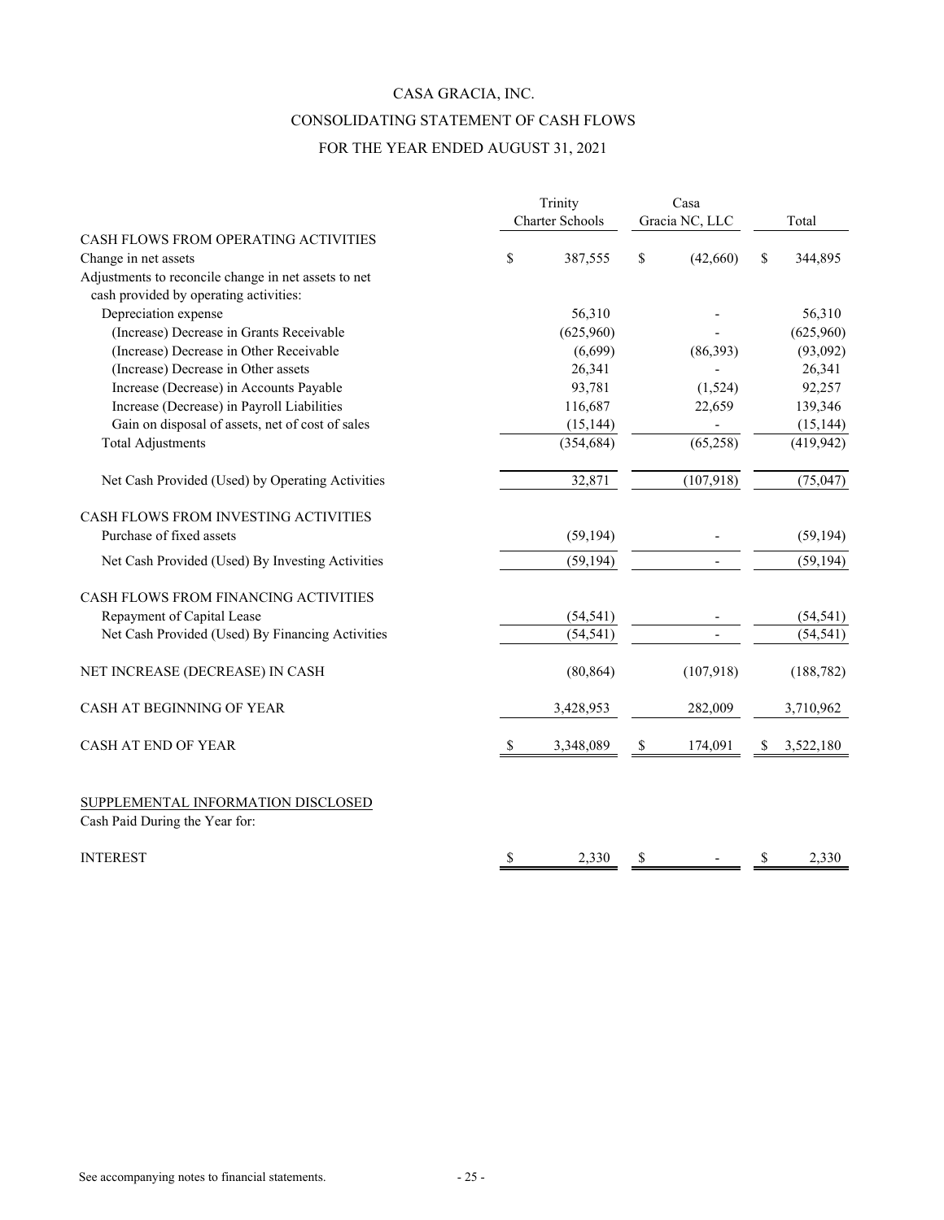# CASA GRACIA, INC.

## CONSOLIDATING STATEMENT OF CASH FLOWS

### FOR THE YEAR ENDED AUGUST 31, 2021

| | Trinity Charter Schools | Casa Gracia NC, LLC | Total |
|---|---|---|---|
| CASH FLOWS FROM OPERATING ACTIVITIES | | | |
| Change in net assets | $ 387,555 | $ (42,660) | $ 344,895 |
| Adjustments to reconcile change in net assets to net cash provided by operating activities: | | | |
| Depreciation expense | 56,310 | - | 56,310 |
| (Increase) Decrease in Grants Receivable | (625,960) | - | (625,960) |
| (Increase) Decrease in Other Receivable | (6,699) | (86,393) | (93,092) |
| (Increase) Decrease in Other assets | 26,341 | - | 26,341 |
| Increase (Decrease) in Accounts Payable | 93,781 | (1,524) | 92,257 |
| Increase (Decrease) in Payroll Liabilities | 116,687 | 22,659 | 139,346 |
| Gain on disposal of assets, net of cost of sales | (15,144) | - | (15,144) |
| Total Adjustments | (354,684) | (65,258) | (419,942) |
| Net Cash Provided (Used) by Operating Activities | 32,871 | (107,918) | (75,047) |
| CASH FLOWS FROM INVESTING ACTIVITIES | | | |
| Purchase of fixed assets | (59,194) | - | (59,194) |
| Net Cash Provided (Used) By Investing Activities | (59,194) | - | (59,194) |
| CASH FLOWS FROM FINANCING ACTIVITIES | | | |
| Repayment of Capital Lease | (54,541) | - | (54,541) |
| Net Cash Provided (Used) By Financing Activities | (54,541) | - | (54,541) |
| NET INCREASE (DECREASE) IN CASH | (80,864) | (107,918) | (188,782) |
| CASH AT BEGINNING OF YEAR | 3,428,953 | 282,009 | 3,710,962 |
| CASH AT END OF YEAR | $ 3,348,089 | $ 174,091 | $ 3,522,180 |

SUPPLEMENTAL INFORMATION DISCLOSED

Cash Paid During the Year for:

| | Trinity Charter Schools | Casa Gracia NC, LLC | Total |
|---|---|---|---|
| INTEREST | $ 2,330 | $ - | $ 2,330 |

See accompanying notes to financial statements.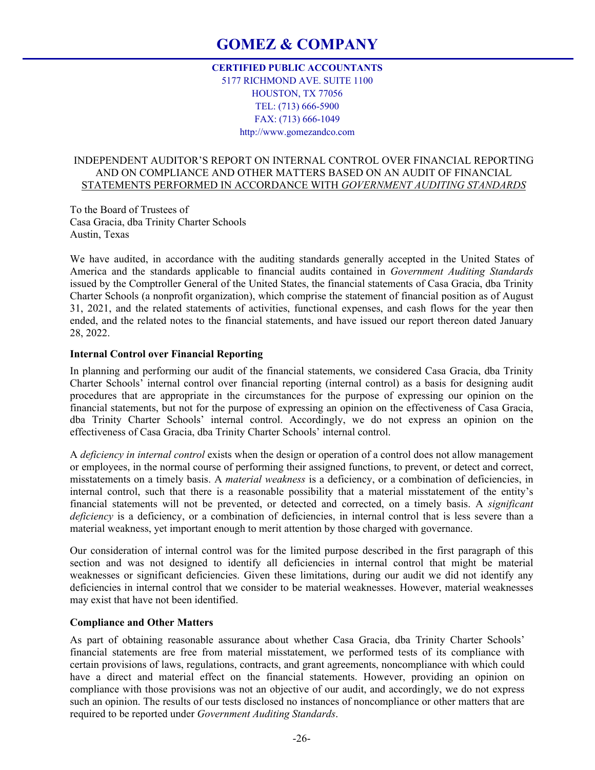# GOMEZ & COMPANY

**CERTIFIED PUBLIC ACCOUNTANTS**
5177 RICHMOND AVE. SUITE 1100
HOUSTON, TX 77056
TEL: (713) 666-5900
FAX: (713) 666-1049
http://www.gomezandco.com

INDEPENDENT AUDITOR'S REPORT ON INTERNAL CONTROL OVER FINANCIAL REPORTING AND ON COMPLIANCE AND OTHER MATTERS BASED ON AN AUDIT OF FINANCIAL STATEMENTS PERFORMED IN ACCORDANCE WITH *GOVERNMENT AUDITING STANDARDS*

To the Board of Trustees of
Casa Gracia, dba Trinity Charter Schools
Austin, Texas

We have audited, in accordance with the auditing standards generally accepted in the United States of America and the standards applicable to financial audits contained in *Government Auditing Standards* issued by the Comptroller General of the United States, the financial statements of Casa Gracia, dba Trinity Charter Schools (a nonprofit organization), which comprise the statement of financial position as of August 31, 2021, and the related statements of activities, functional expenses, and cash flows for the year then ended, and the related notes to the financial statements, and have issued our report thereon dated January 28, 2022.

**Internal Control over Financial Reporting**

In planning and performing our audit of the financial statements, we considered Casa Gracia, dba Trinity Charter Schools' internal control over financial reporting (internal control) as a basis for designing audit procedures that are appropriate in the circumstances for the purpose of expressing our opinion on the financial statements, but not for the purpose of expressing an opinion on the effectiveness of Casa Gracia, dba Trinity Charter Schools' internal control. Accordingly, we do not express an opinion on the effectiveness of Casa Gracia, dba Trinity Charter Schools' internal control.

A *deficiency in internal control* exists when the design or operation of a control does not allow management or employees, in the normal course of performing their assigned functions, to prevent, or detect and correct, misstatements on a timely basis. A *material weakness* is a deficiency, or a combination of deficiencies, in internal control, such that there is a reasonable possibility that a material misstatement of the entity's financial statements will not be prevented, or detected and corrected, on a timely basis. A *significant deficiency* is a deficiency, or a combination of deficiencies, in internal control that is less severe than a material weakness, yet important enough to merit attention by those charged with governance.

Our consideration of internal control was for the limited purpose described in the first paragraph of this section and was not designed to identify all deficiencies in internal control that might be material weaknesses or significant deficiencies. Given these limitations, during our audit we did not identify any deficiencies in internal control that we consider to be material weaknesses. However, material weaknesses may exist that have not been identified.

**Compliance and Other Matters**

As part of obtaining reasonable assurance about whether Casa Gracia, dba Trinity Charter Schools' financial statements are free from material misstatement, we performed tests of its compliance with certain provisions of laws, regulations, contracts, and grant agreements, noncompliance with which could have a direct and material effect on the financial statements. However, providing an opinion on compliance with those provisions was not an objective of our audit, and accordingly, we do not express such an opinion. The results of our tests disclosed no instances of noncompliance or other matters that are required to be reported under *Government Auditing Standards*.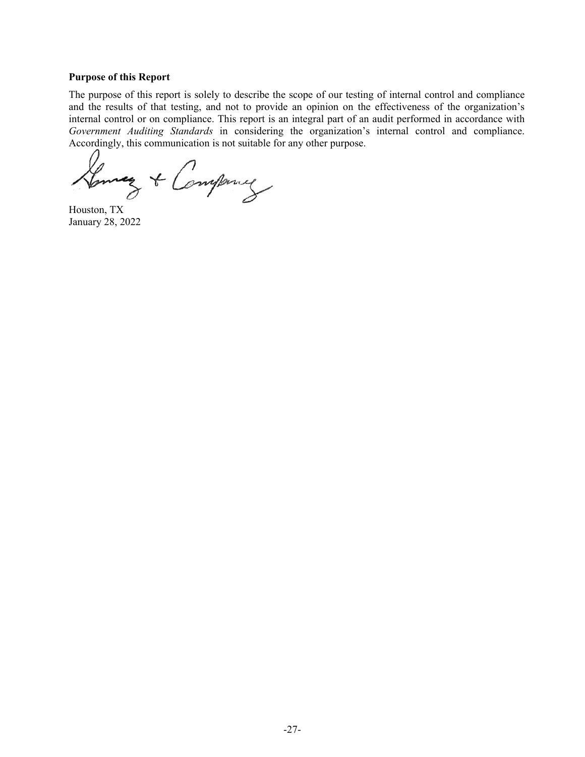**Purpose of this Report**

The purpose of this report is solely to describe the scope of our testing of internal control and compliance and the results of that testing, and not to provide an opinion on the effectiveness of the organization's internal control or on compliance. This report is an integral part of an audit performed in accordance with *Government Auditing Standards* in considering the organization's internal control and compliance. Accordingly, this communication is not suitable for any other purpose.

Houston, TX
January 28, 2022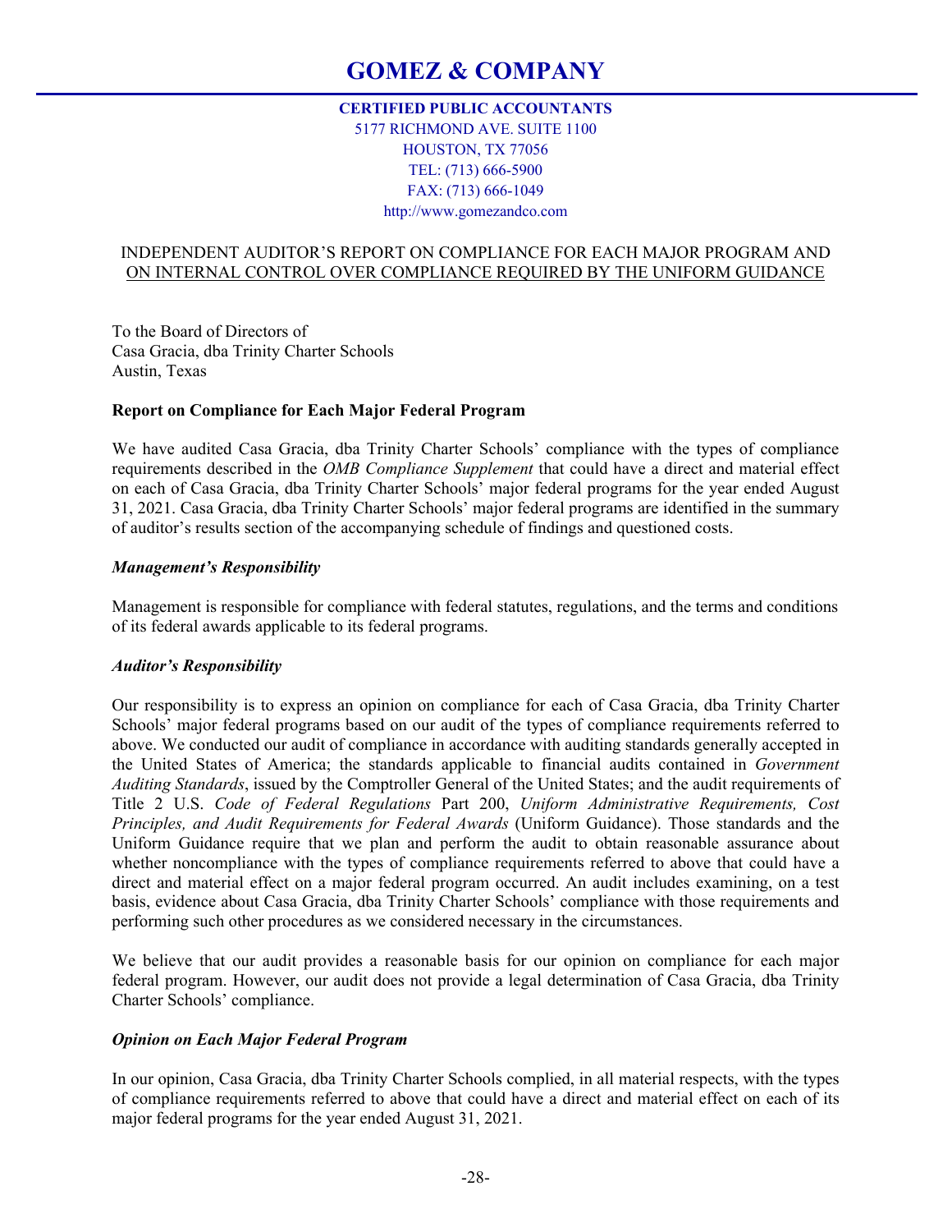# GOMEZ & COMPANY

**CERTIFIED PUBLIC ACCOUNTANTS**
5177 RICHMOND AVE. SUITE 1100
HOUSTON, TX 77056
TEL: (713) 666-5900
FAX: (713) 666-1049
http://www.gomezandco.com

INDEPENDENT AUDITOR'S REPORT ON COMPLIANCE FOR EACH MAJOR PROGRAM AND ON INTERNAL CONTROL OVER COMPLIANCE REQUIRED BY THE UNIFORM GUIDANCE

To the Board of Directors of
Casa Gracia, dba Trinity Charter Schools
Austin, Texas

**Report on Compliance for Each Major Federal Program**

We have audited Casa Gracia, dba Trinity Charter Schools' compliance with the types of compliance requirements described in the *OMB Compliance Supplement* that could have a direct and material effect on each of Casa Gracia, dba Trinity Charter Schools' major federal programs for the year ended August 31, 2021. Casa Gracia, dba Trinity Charter Schools' major federal programs are identified in the summary of auditor's results section of the accompanying schedule of findings and questioned costs.

***Management's Responsibility***

Management is responsible for compliance with federal statutes, regulations, and the terms and conditions of its federal awards applicable to its federal programs.

***Auditor's Responsibility***

Our responsibility is to express an opinion on compliance for each of Casa Gracia, dba Trinity Charter Schools' major federal programs based on our audit of the types of compliance requirements referred to above. We conducted our audit of compliance in accordance with auditing standards generally accepted in the United States of America; the standards applicable to financial audits contained in *Government Auditing Standards*, issued by the Comptroller General of the United States; and the audit requirements of Title 2 U.S. *Code of Federal Regulations* Part 200, *Uniform Administrative Requirements, Cost Principles, and Audit Requirements for Federal Awards* (Uniform Guidance). Those standards and the Uniform Guidance require that we plan and perform the audit to obtain reasonable assurance about whether noncompliance with the types of compliance requirements referred to above that could have a direct and material effect on a major federal program occurred. An audit includes examining, on a test basis, evidence about Casa Gracia, dba Trinity Charter Schools' compliance with those requirements and performing such other procedures as we considered necessary in the circumstances.

We believe that our audit provides a reasonable basis for our opinion on compliance for each major federal program. However, our audit does not provide a legal determination of Casa Gracia, dba Trinity Charter Schools' compliance.

***Opinion on Each Major Federal Program***

In our opinion, Casa Gracia, dba Trinity Charter Schools complied, in all material respects, with the types of compliance requirements referred to above that could have a direct and material effect on each of its major federal programs for the year ended August 31, 2021.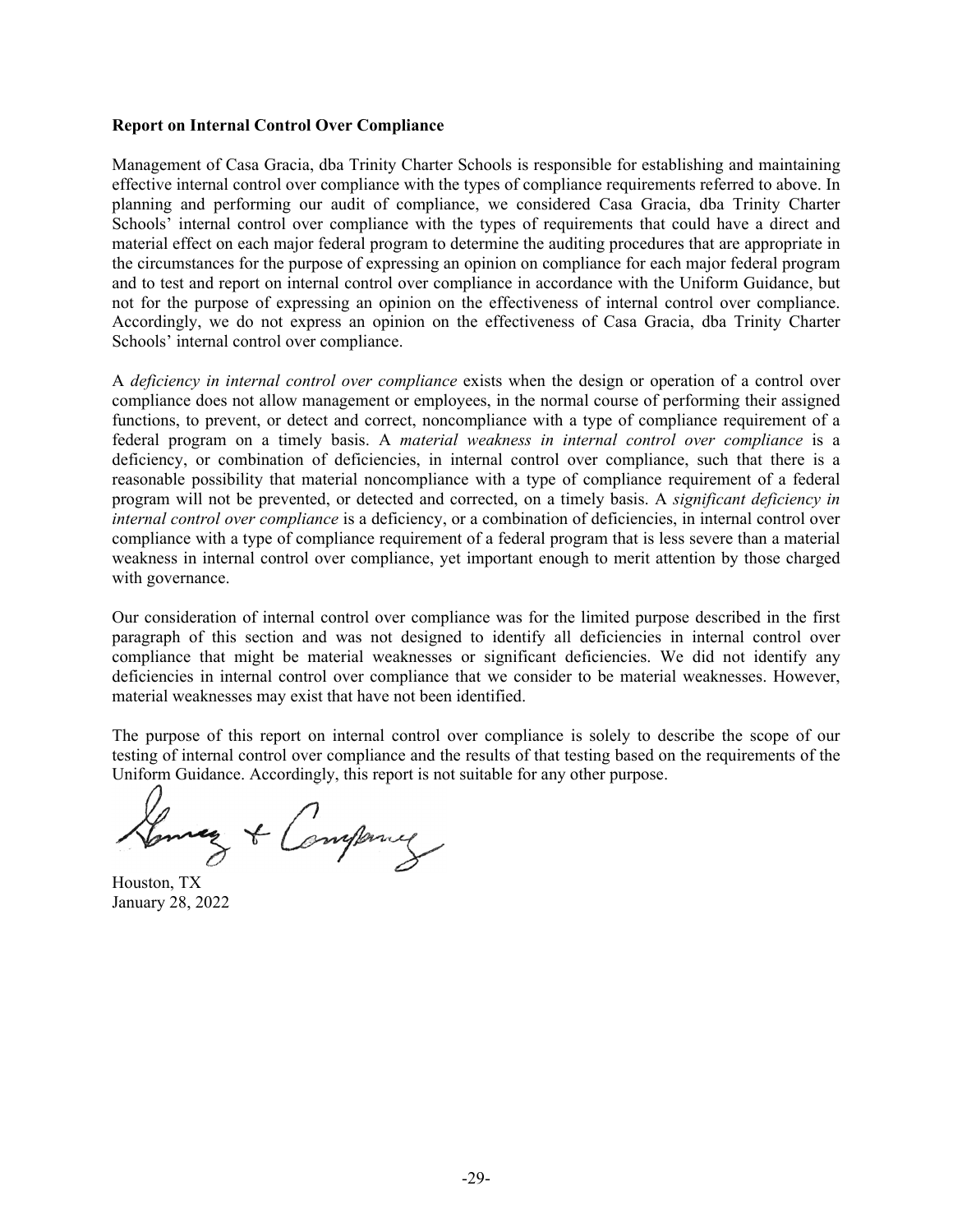**Report on Internal Control Over Compliance**

Management of Casa Gracia, dba Trinity Charter Schools is responsible for establishing and maintaining effective internal control over compliance with the types of compliance requirements referred to above. In planning and performing our audit of compliance, we considered Casa Gracia, dba Trinity Charter Schools' internal control over compliance with the types of requirements that could have a direct and material effect on each major federal program to determine the auditing procedures that are appropriate in the circumstances for the purpose of expressing an opinion on compliance for each major federal program and to test and report on internal control over compliance in accordance with the Uniform Guidance, but not for the purpose of expressing an opinion on the effectiveness of internal control over compliance. Accordingly, we do not express an opinion on the effectiveness of Casa Gracia, dba Trinity Charter Schools' internal control over compliance.

A *deficiency in internal control over compliance* exists when the design or operation of a control over compliance does not allow management or employees, in the normal course of performing their assigned functions, to prevent, or detect and correct, noncompliance with a type of compliance requirement of a federal program on a timely basis. A *material weakness in internal control over compliance* is a deficiency, or combination of deficiencies, in internal control over compliance, such that there is a reasonable possibility that material noncompliance with a type of compliance requirement of a federal program will not be prevented, or detected and corrected, on a timely basis. A *significant deficiency in internal control over compliance* is a deficiency, or a combination of deficiencies, in internal control over compliance with a type of compliance requirement of a federal program that is less severe than a material weakness in internal control over compliance, yet important enough to merit attention by those charged with governance.

Our consideration of internal control over compliance was for the limited purpose described in the first paragraph of this section and was not designed to identify all deficiencies in internal control over compliance that might be material weaknesses or significant deficiencies. We did not identify any deficiencies in internal control over compliance that we consider to be material weaknesses. However, material weaknesses may exist that have not been identified.

The purpose of this report on internal control over compliance is solely to describe the scope of our testing of internal control over compliance and the results of that testing based on the requirements of the Uniform Guidance. Accordingly, this report is not suitable for any other purpose.

Gomez & Company

Houston, TX
January 28, 2022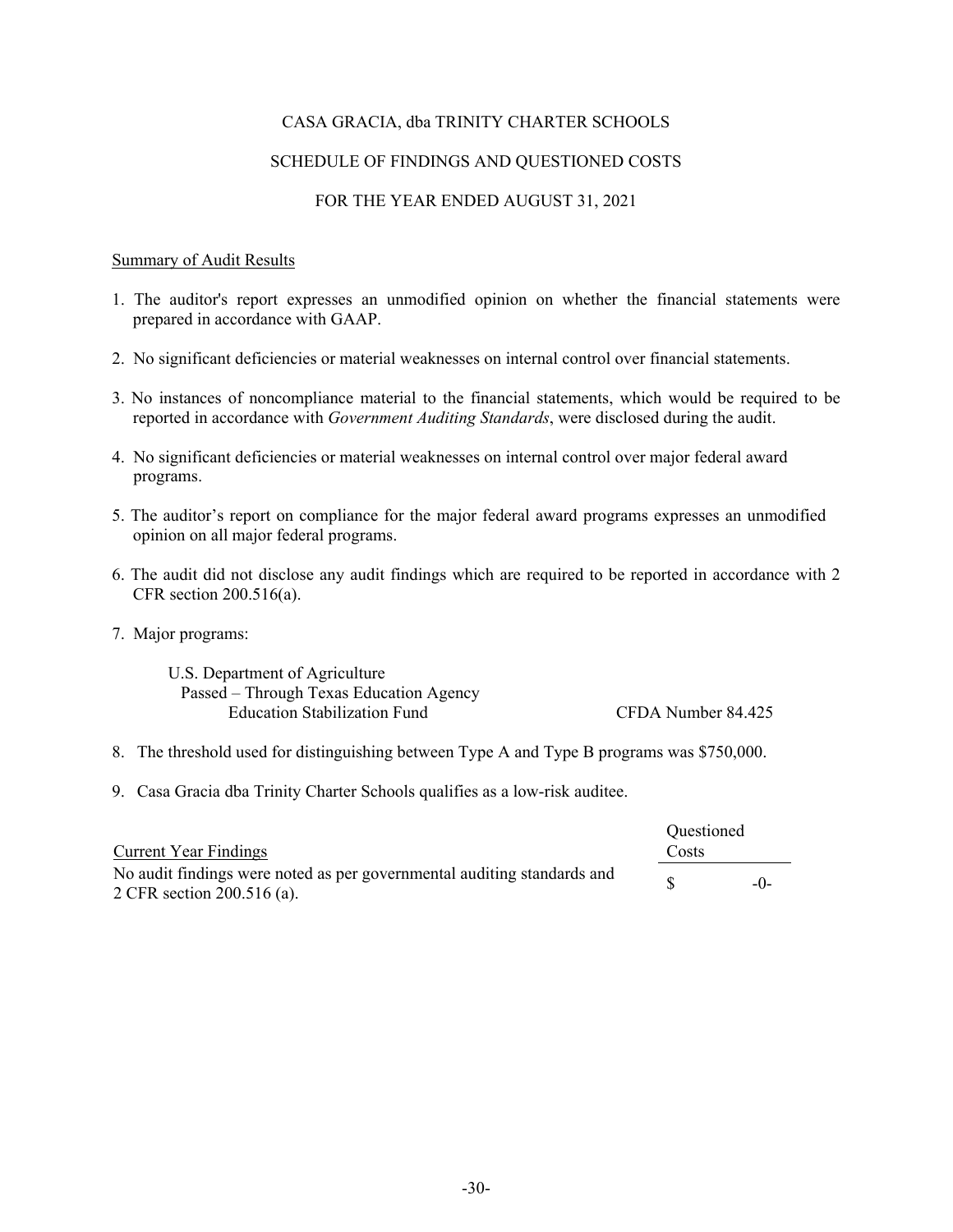# CASA GRACIA, dba TRINITY CHARTER SCHOOLS

## SCHEDULE OF FINDINGS AND QUESTIONED COSTS

### FOR THE YEAR ENDED AUGUST 31, 2021

Summary of Audit Results

1. The auditor's report expresses an unmodified opinion on whether the financial statements were prepared in accordance with GAAP.

2. No significant deficiencies or material weaknesses on internal control over financial statements.

3. No instances of noncompliance material to the financial statements, which would be required to be reported in accordance with *Government Auditing Standards*, were disclosed during the audit.

4. No significant deficiencies or material weaknesses on internal control over major federal award programs.

5. The auditor's report on compliance for the major federal award programs expresses an unmodified opinion on all major federal programs.

6. The audit did not disclose any audit findings which are required to be reported in accordance with 2 CFR section 200.516(a).

7. Major programs:

   U.S. Department of Agriculture
   Passed – Through Texas Education Agency
   Education Stabilization Fund — CFDA Number 84.425

8. The threshold used for distinguishing between Type A and Type B programs was $750,000.

9. Casa Gracia dba Trinity Charter Schools qualifies as a low-risk auditee.

| Current Year Findings | Questioned Costs |
|---|---|
| No audit findings were noted as per governmental auditing standards and 2 CFR section 200.516 (a). | $ -0- |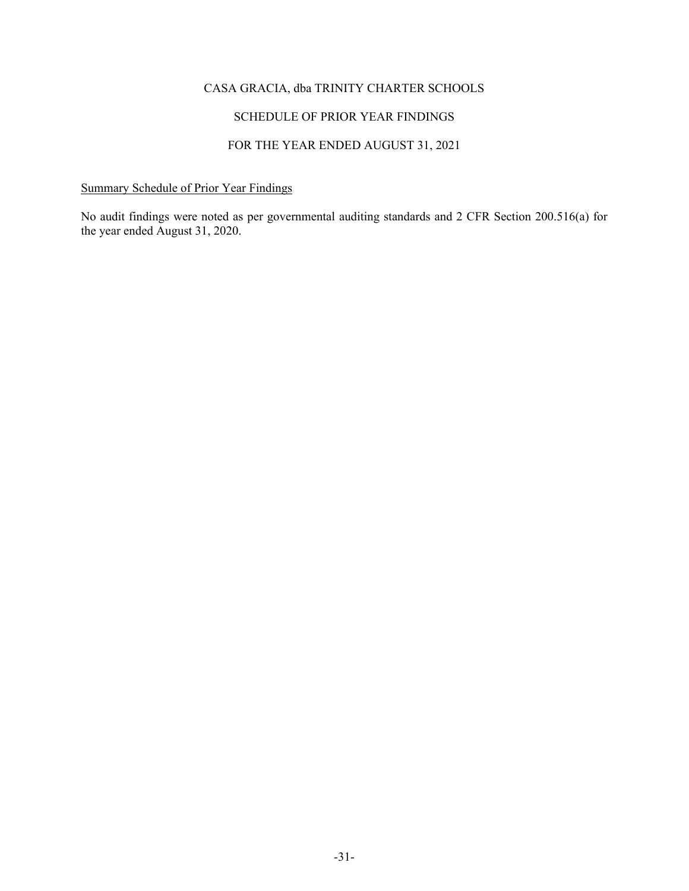# CASA GRACIA, dba TRINITY CHARTER SCHOOLS

## SCHEDULE OF PRIOR YEAR FINDINGS

## FOR THE YEAR ENDED AUGUST 31, 2021

Summary Schedule of Prior Year Findings

No audit findings were noted as per governmental auditing standards and 2 CFR Section 200.516(a) for the year ended August 31, 2020.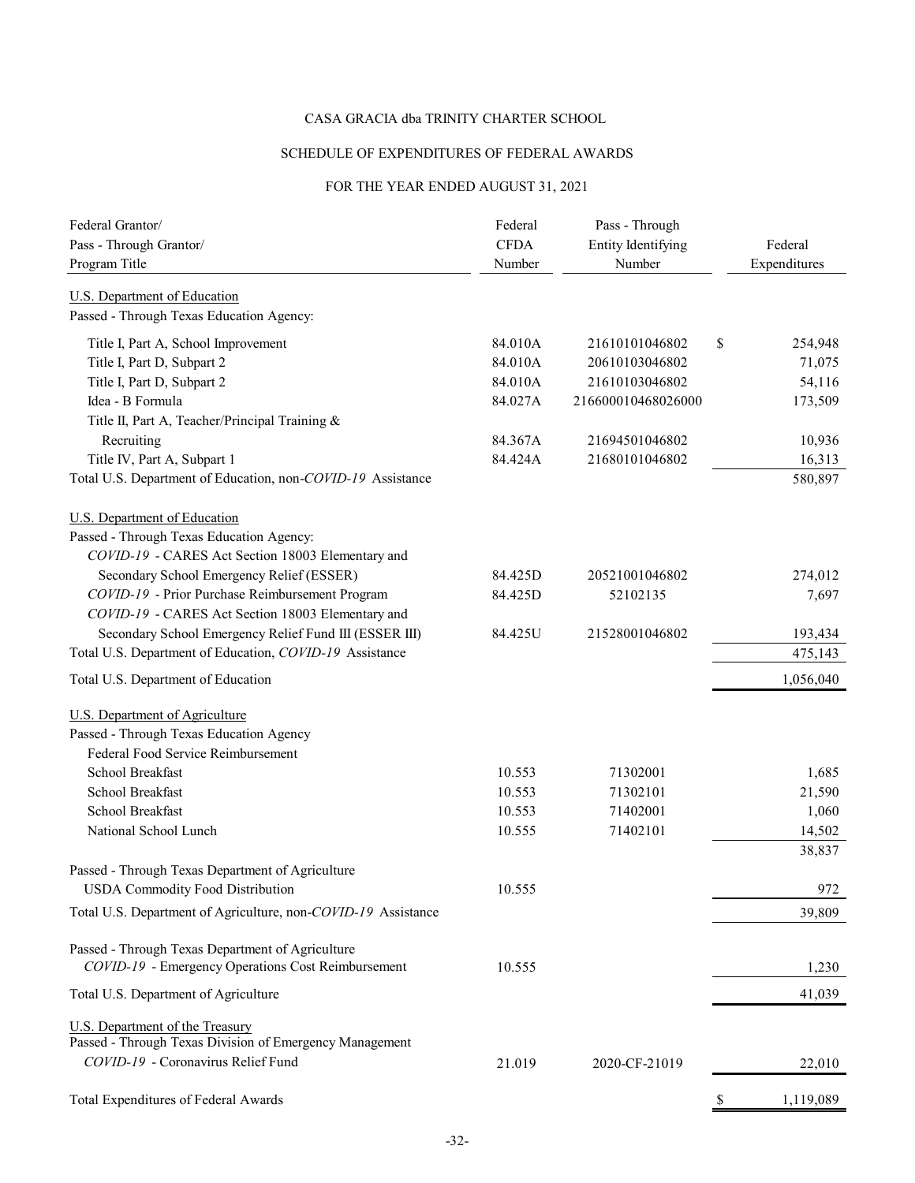# CASA GRACIA dba TRINITY CHARTER SCHOOL

## SCHEDULE OF EXPENDITURES OF FEDERAL AWARDS

### FOR THE YEAR ENDED AUGUST 31, 2021

| Federal Grantor/ Pass - Through Grantor/ Program Title | Federal CFDA Number | Pass - Through Entity Identifying Number | Federal Expenditures |
|---|---|---|---|
| U.S. Department of Education | | | |
| Passed - Through Texas Education Agency: | | | |
| Title I, Part A, School Improvement | 84.010A | 21610101046802 | $ 254,948 |
| Title I, Part D, Subpart 2 | 84.010A | 20610103046802 | 71,075 |
| Title I, Part D, Subpart 2 | 84.010A | 21610103046802 | 54,116 |
| Idea - B Formula | 84.027A | 216600010468026000 | 173,509 |
| Title II, Part A, Teacher/Principal Training & Recruiting | 84.367A | 21694501046802 | 10,936 |
| Title IV, Part A, Subpart 1 | 84.424A | 21680101046802 | 16,313 |
| Total U.S. Department of Education, non-*COVID-19* Assistance | | | 580,897 |
| U.S. Department of Education | | | |
| Passed - Through Texas Education Agency: | | | |
| *COVID-19* - CARES Act Section 18003 Elementary and Secondary School Emergency Relief (ESSER) | 84.425D | 20521001046802 | 274,012 |
| *COVID-19* - Prior Purchase Reimbursement Program | 84.425D | 52102135 | 7,697 |
| *COVID-19* - CARES Act Section 18003 Elementary and Secondary School Emergency Relief Fund III (ESSER III) | 84.425U | 21528001046802 | 193,434 |
| Total U.S. Department of Education, *COVID-19* Assistance | | | 475,143 |
| Total U.S. Department of Education | | | 1,056,040 |
| U.S. Department of Agriculture | | | |
| Passed - Through Texas Education Agency | | | |
| Federal Food Service Reimbursement | | | |
| School Breakfast | 10.553 | 71302001 | 1,685 |
| School Breakfast | 10.553 | 71302101 | 21,590 |
| School Breakfast | 10.553 | 71402001 | 1,060 |
| National School Lunch | 10.555 | 71402101 | 14,502 |
| | | | 38,837 |
| Passed - Through Texas Department of Agriculture | | | |
| USDA Commodity Food Distribution | 10.555 | | 972 |
| Total U.S. Department of Agriculture, non-*COVID-19* Assistance | | | 39,809 |
| Passed - Through Texas Department of Agriculture | | | |
| *COVID-19* - Emergency Operations Cost Reimbursement | 10.555 | | 1,230 |
| Total U.S. Department of Agriculture | | | 41,039 |
| U.S. Department of the Treasury | | | |
| Passed - Through Texas Division of Emergency Management | | | |
| *COVID-19* - Coronavirus Relief Fund | 21.019 | 2020-CF-21019 | 22,010 |
| Total Expenditures of Federal Awards | | | $ 1,119,089 |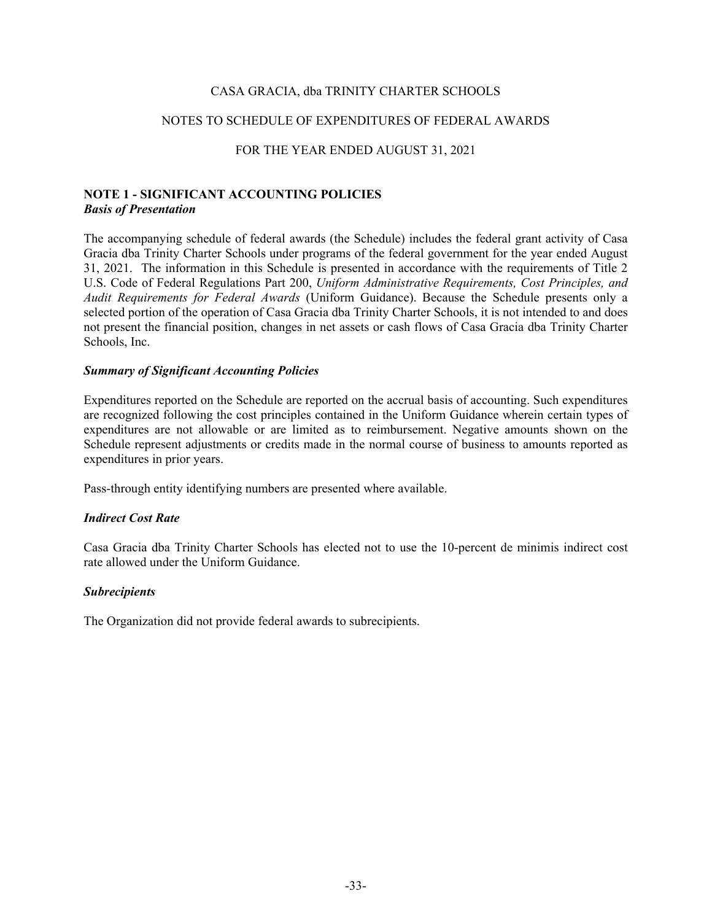# CASA GRACIA, dba TRINITY CHARTER SCHOOLS

## NOTES TO SCHEDULE OF EXPENDITURES OF FEDERAL AWARDS

## FOR THE YEAR ENDED AUGUST 31, 2021

### NOTE 1 - SIGNIFICANT ACCOUNTING POLICIES

***Basis of Presentation***

The accompanying schedule of federal awards (the Schedule) includes the federal grant activity of Casa Gracia dba Trinity Charter Schools under programs of the federal government for the year ended August 31, 2021. The information in this Schedule is presented in accordance with the requirements of Title 2 U.S. Code of Federal Regulations Part 200, *Uniform Administrative Requirements, Cost Principles, and Audit Requirements for Federal Awards* (Uniform Guidance). Because the Schedule presents only a selected portion of the operation of Casa Gracia dba Trinity Charter Schools, it is not intended to and does not present the financial position, changes in net assets or cash flows of Casa Gracia dba Trinity Charter Schools, Inc.

***Summary of Significant Accounting Policies***

Expenditures reported on the Schedule are reported on the accrual basis of accounting. Such expenditures are recognized following the cost principles contained in the Uniform Guidance wherein certain types of expenditures are not allowable or are limited as to reimbursement. Negative amounts shown on the Schedule represent adjustments or credits made in the normal course of business to amounts reported as expenditures in prior years.

Pass-through entity identifying numbers are presented where available.

***Indirect Cost Rate***

Casa Gracia dba Trinity Charter Schools has elected not to use the 10-percent de minimis indirect cost rate allowed under the Uniform Guidance.

***Subrecipients***

The Organization did not provide federal awards to subrecipients.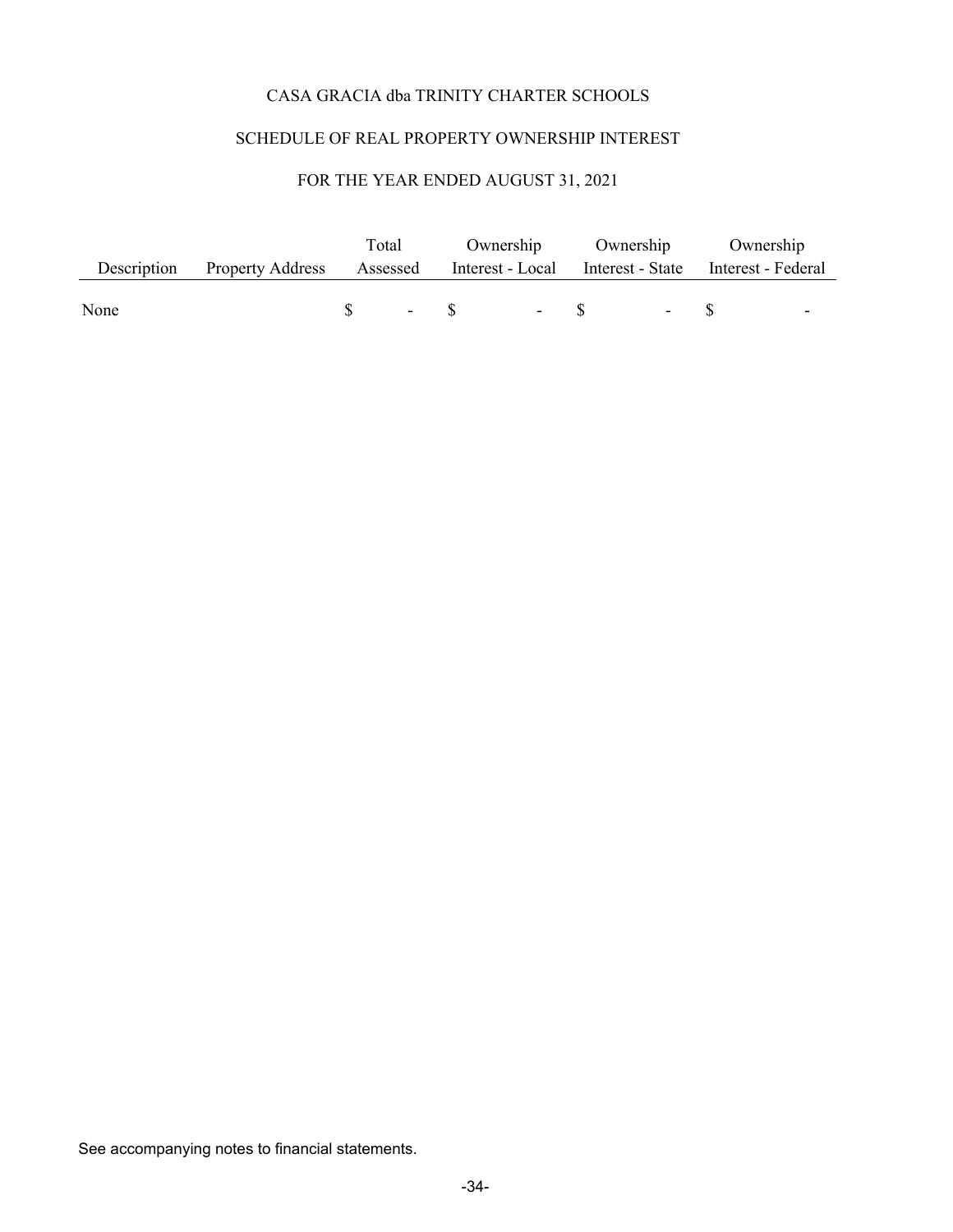# CASA GRACIA dba TRINITY CHARTER SCHOOLS

## SCHEDULE OF REAL PROPERTY OWNERSHIP INTEREST

### FOR THE YEAR ENDED AUGUST 31, 2021

| Description | Property Address | Total Assessed | Ownership Interest - Local | Ownership Interest - State | Ownership Interest - Federal |
|---|---|---|---|---|---|
| None | | $ - | $ - | $ - | $ - |

See accompanying notes to financial statements.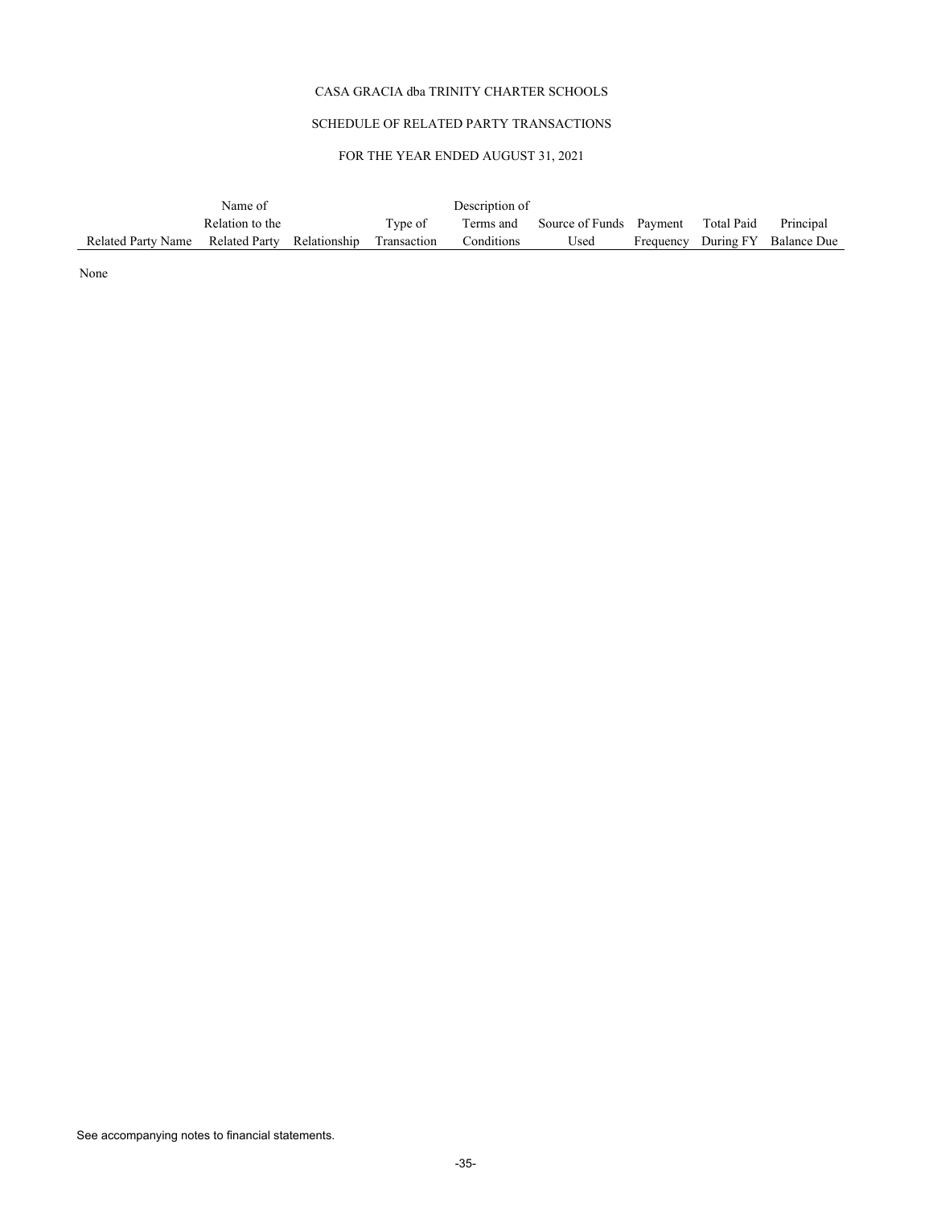CASA GRACIA dba TRINITY CHARTER SCHOOLS

SCHEDULE OF RELATED PARTY TRANSACTIONS

FOR THE YEAR ENDED AUGUST 31, 2021

| Related Party Name | Name of Relation to the Related Party | Relationship | Type of Transaction | Description of Terms and Conditions | Source of Funds Used | Payment Frequency | Total Paid During FY | Principal Balance Due |
|---|---|---|---|---|---|---|---|---|

None

See accompanying notes to financial statements.